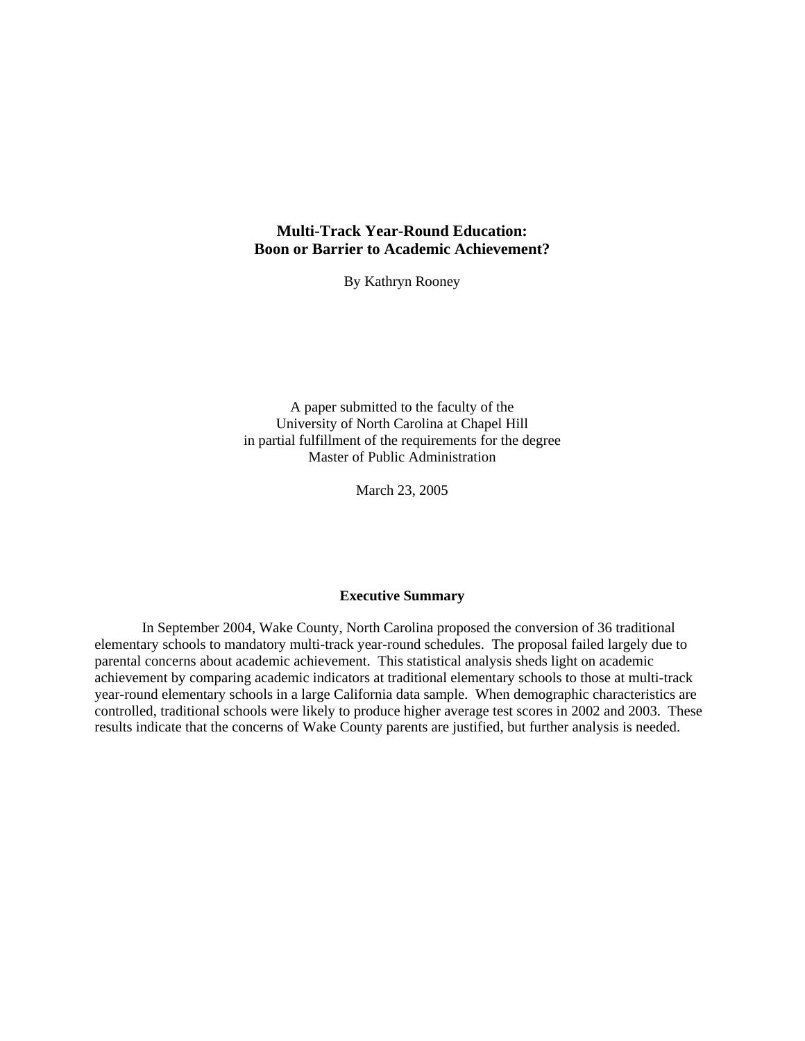# Multi-Track Year-Round Education: Boon or Barrier to Academic Achievement?

By Kathryn Rooney

A paper submitted to the faculty of the
University of North Carolina at Chapel Hill
in partial fulfillment of the requirements for the degree
Master of Public Administration

March 23, 2005

## Executive Summary

In September 2004, Wake County, North Carolina proposed the conversion of 36 traditional elementary schools to mandatory multi-track year-round schedules. The proposal failed largely due to parental concerns about academic achievement. This statistical analysis sheds light on academic achievement by comparing academic indicators at traditional elementary schools to those at multi-track year-round elementary schools in a large California data sample. When demographic characteristics are controlled, traditional schools were likely to produce higher average test scores in 2002 and 2003. These results indicate that the concerns of Wake County parents are justified, but further analysis is needed.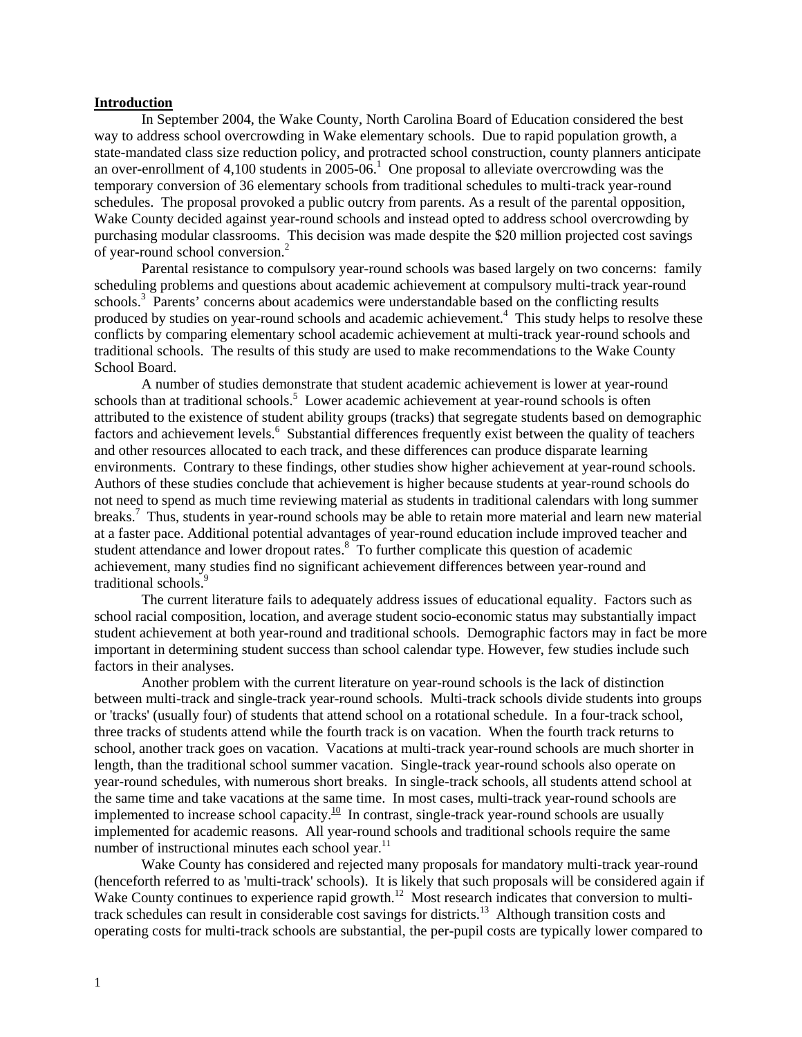## Introduction

In September 2004, the Wake County, North Carolina Board of Education considered the best way to address school overcrowding in Wake elementary schools. Due to rapid population growth, a state-mandated class size reduction policy, and protracted school construction, county planners anticipate an over-enrollment of 4,100 students in 2005-06.[1] One proposal to alleviate overcrowding was the temporary conversion of 36 elementary schools from traditional schedules to multi-track year-round schedules. The proposal provoked a public outcry from parents. As a result of the parental opposition, Wake County decided against year-round schools and instead opted to address school overcrowding by purchasing modular classrooms. This decision was made despite the $20 million projected cost savings of year-round school conversion.[2]

Parental resistance to compulsory year-round schools was based largely on two concerns: family scheduling problems and questions about academic achievement at compulsory multi-track year-round schools.[3] Parents' concerns about academics were understandable based on the conflicting results produced by studies on year-round schools and academic achievement.[4] This study helps to resolve these conflicts by comparing elementary school academic achievement at multi-track year-round schools and traditional schools. The results of this study are used to make recommendations to the Wake County School Board.

A number of studies demonstrate that student academic achievement is lower at year-round schools than at traditional schools.[5] Lower academic achievement at year-round schools is often attributed to the existence of student ability groups (tracks) that segregate students based on demographic factors and achievement levels.[6] Substantial differences frequently exist between the quality of teachers and other resources allocated to each track, and these differences can produce disparate learning environments. Contrary to these findings, other studies show higher achievement at year-round schools. Authors of these studies conclude that achievement is higher because students at year-round schools do not need to spend as much time reviewing material as students in traditional calendars with long summer breaks.[7] Thus, students in year-round schools may be able to retain more material and learn new material at a faster pace. Additional potential advantages of year-round education include improved teacher and student attendance and lower dropout rates.[8] To further complicate this question of academic achievement, many studies find no significant achievement differences between year-round and traditional schools.[9]

The current literature fails to adequately address issues of educational equality. Factors such as school racial composition, location, and average student socio-economic status may substantially impact student achievement at both year-round and traditional schools. Demographic factors may in fact be more important in determining student success than school calendar type. However, few studies include such factors in their analyses.

Another problem with the current literature on year-round schools is the lack of distinction between multi-track and single-track year-round schools. Multi-track schools divide students into groups or 'tracks' (usually four) of students that attend school on a rotational schedule. In a four-track school, three tracks of students attend while the fourth track is on vacation. When the fourth track returns to school, another track goes on vacation. Vacations at multi-track year-round schools are much shorter in length, than the traditional school summer vacation. Single-track year-round schools also operate on year-round schedules, with numerous short breaks. In single-track schools, all students attend school at the same time and take vacations at the same time. In most cases, multi-track year-round schools are implemented to increase school capacity.[10] In contrast, single-track year-round schools are usually implemented for academic reasons. All year-round schools and traditional schools require the same number of instructional minutes each school year.[11]

Wake County has considered and rejected many proposals for mandatory multi-track year-round (henceforth referred to as 'multi-track' schools). It is likely that such proposals will be considered again if Wake County continues to experience rapid growth.[12] Most research indicates that conversion to multi-track schedules can result in considerable cost savings for districts.[13] Although transition costs and operating costs for multi-track schools are substantial, the per-pupil costs are typically lower compared to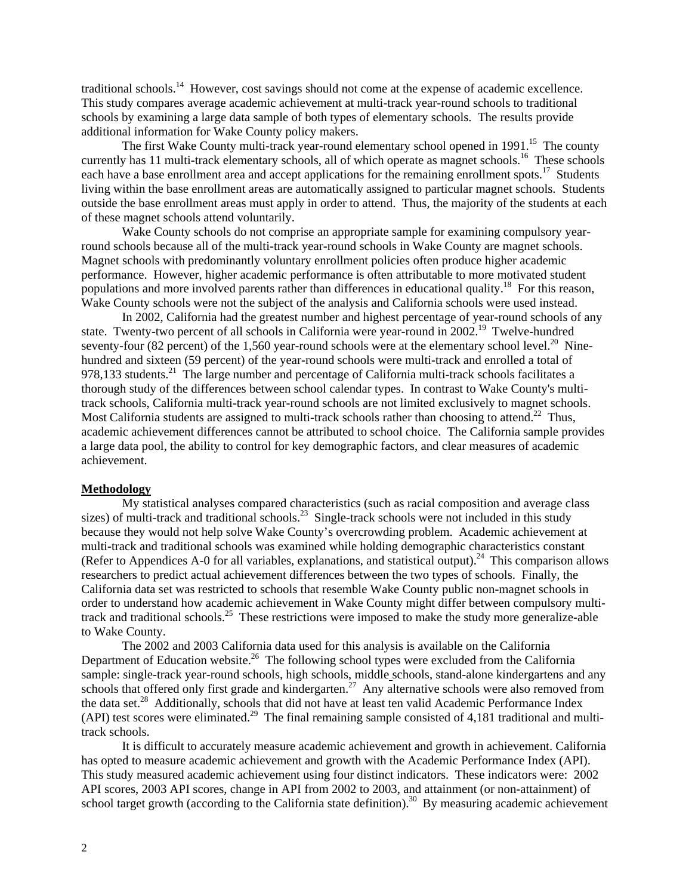traditional schools.[14] However, cost savings should not come at the expense of academic excellence. This study compares average academic achievement at multi-track year-round schools to traditional schools by examining a large data sample of both types of elementary schools. The results provide additional information for Wake County policy makers.

The first Wake County multi-track year-round elementary school opened in 1991.[15] The county currently has 11 multi-track elementary schools, all of which operate as magnet schools.[16] These schools each have a base enrollment area and accept applications for the remaining enrollment spots.[17] Students living within the base enrollment areas are automatically assigned to particular magnet schools. Students outside the base enrollment areas must apply in order to attend. Thus, the majority of the students at each of these magnet schools attend voluntarily.

Wake County schools do not comprise an appropriate sample for examining compulsory year-round schools because all of the multi-track year-round schools in Wake County are magnet schools. Magnet schools with predominantly voluntary enrollment policies often produce higher academic performance. However, higher academic performance is often attributable to more motivated student populations and more involved parents rather than differences in educational quality.[18] For this reason, Wake County schools were not the subject of the analysis and California schools were used instead.

In 2002, California had the greatest number and highest percentage of year-round schools of any state. Twenty-two percent of all schools in California were year-round in 2002.[19] Twelve-hundred seventy-four (82 percent) of the 1,560 year-round schools were at the elementary school level.[20] Nine-hundred and sixteen (59 percent) of the year-round schools were multi-track and enrolled a total of 978,133 students.[21] The large number and percentage of California multi-track schools facilitates a thorough study of the differences between school calendar types. In contrast to Wake County's multi-track schools, California multi-track year-round schools are not limited exclusively to magnet schools. Most California students are assigned to multi-track schools rather than choosing to attend.[22] Thus, academic achievement differences cannot be attributed to school choice. The California sample provides a large data pool, the ability to control for key demographic factors, and clear measures of academic achievement.

## Methodology

My statistical analyses compared characteristics (such as racial composition and average class sizes) of multi-track and traditional schools.[23] Single-track schools were not included in this study because they would not help solve Wake County's overcrowding problem. Academic achievement at multi-track and traditional schools was examined while holding demographic characteristics constant (Refer to Appendices A-0 for all variables, explanations, and statistical output).[24] This comparison allows researchers to predict actual achievement differences between the two types of schools. Finally, the California data set was restricted to schools that resemble Wake County public non-magnet schools in order to understand how academic achievement in Wake County might differ between compulsory multi-track and traditional schools.[25] These restrictions were imposed to make the study more generalize-able to Wake County.

The 2002 and 2003 California data used for this analysis is available on the California Department of Education website.[26] The following school types were excluded from the California sample: single-track year-round schools, high schools, middle schools, stand-alone kindergartens and any schools that offered only first grade and kindergarten.[27] Any alternative schools were also removed from the data set.[28] Additionally, schools that did not have at least ten valid Academic Performance Index (API) test scores were eliminated.[29] The final remaining sample consisted of 4,181 traditional and multi-track schools.

It is difficult to accurately measure academic achievement and growth in achievement. California has opted to measure academic achievement and growth with the Academic Performance Index (API). This study measured academic achievement using four distinct indicators. These indicators were: 2002 API scores, 2003 API scores, change in API from 2002 to 2003, and attainment (or non-attainment) of school target growth (according to the California state definition).[30] By measuring academic achievement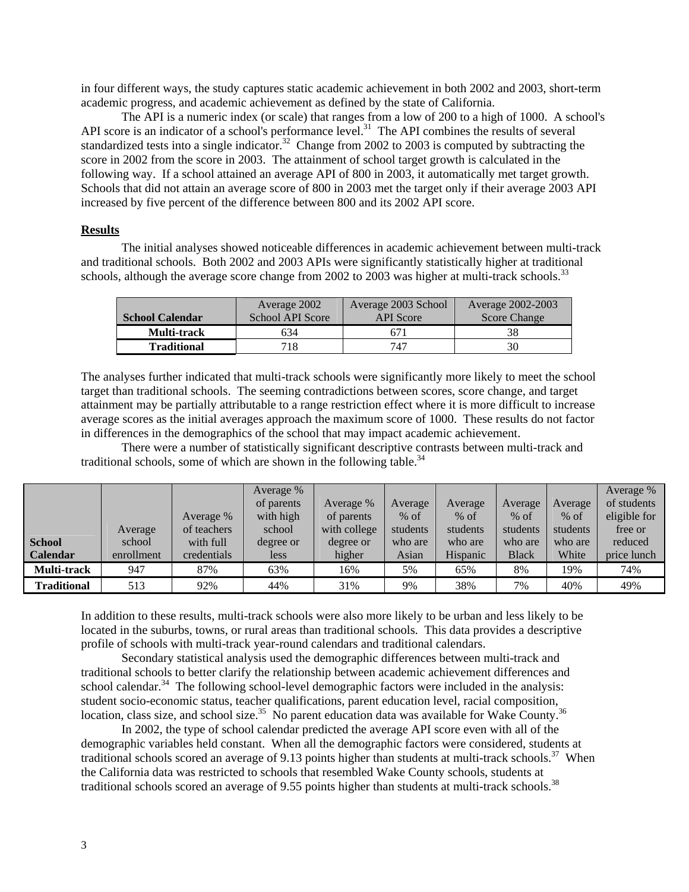in four different ways, the study captures static academic achievement in both 2002 and 2003, short-term academic progress, and academic achievement as defined by the state of California.

The API is a numeric index (or scale) that ranges from a low of 200 to a high of 1000. A school's API score is an indicator of a school's performance level.[31] The API combines the results of several standardized tests into a single indicator.[32] Change from 2002 to 2003 is computed by subtracting the score in 2002 from the score in 2003. The attainment of school target growth is calculated in the following way. If a school attained an average API of 800 in 2003, it automatically met target growth. Schools that did not attain an average score of 800 in 2003 met the target only if their average 2003 API increased by five percent of the difference between 800 and its 2002 API score.

**Results**

The initial analyses showed noticeable differences in academic achievement between multi-track and traditional schools. Both 2002 and 2003 APIs were significantly statistically higher at traditional schools, although the average score change from 2002 to 2003 was higher at multi-track schools.[33]

| School Calendar | Average 2002 School API Score | Average 2003 School API Score | Average 2002-2003 Score Change |
|---|---|---|---|
| Multi-track | 634 | 671 | 38 |
| Traditional | 718 | 747 | 30 |

The analyses further indicated that multi-track schools were significantly more likely to meet the school target than traditional schools. The seeming contradictions between scores, score change, and target attainment may be partially attributable to a range restriction effect where it is more difficult to increase average scores as the initial averages approach the maximum score of 1000. These results do not factor in differences in the demographics of the school that may impact academic achievement.

There were a number of statistically significant descriptive contrasts between multi-track and traditional schools, some of which are shown in the following table.[34]

| School Calendar | Average school enrollment | Average % of teachers with full credentials | Average % of parents with high school degree or less | Average % of parents with college degree or higher | Average % of students who are Asian | Average % of students who are Hispanic | Average % of students who are Black | Average % of students who are White | Average % of students eligible for free or reduced price lunch |
|---|---|---|---|---|---|---|---|---|---|
| Multi-track | 947 | 87% | 63% | 16% | 5% | 65% | 8% | 19% | 74% |
| Traditional | 513 | 92% | 44% | 31% | 9% | 38% | 7% | 40% | 49% |

In addition to these results, multi-track schools were also more likely to be urban and less likely to be located in the suburbs, towns, or rural areas than traditional schools. This data provides a descriptive profile of schools with multi-track year-round calendars and traditional calendars.

Secondary statistical analysis used the demographic differences between multi-track and traditional schools to better clarify the relationship between academic achievement differences and school calendar.[34] The following school-level demographic factors were included in the analysis: student socio-economic status, teacher qualifications, parent education level, racial composition, location, class size, and school size.[35] No parent education data was available for Wake County.[36]

In 2002, the type of school calendar predicted the average API score even with all of the demographic variables held constant. When all the demographic factors were considered, students at traditional schools scored an average of 9.13 points higher than students at multi-track schools.[37] When the California data was restricted to schools that resembled Wake County schools, students at traditional schools scored an average of 9.55 points higher than students at multi-track schools.[38]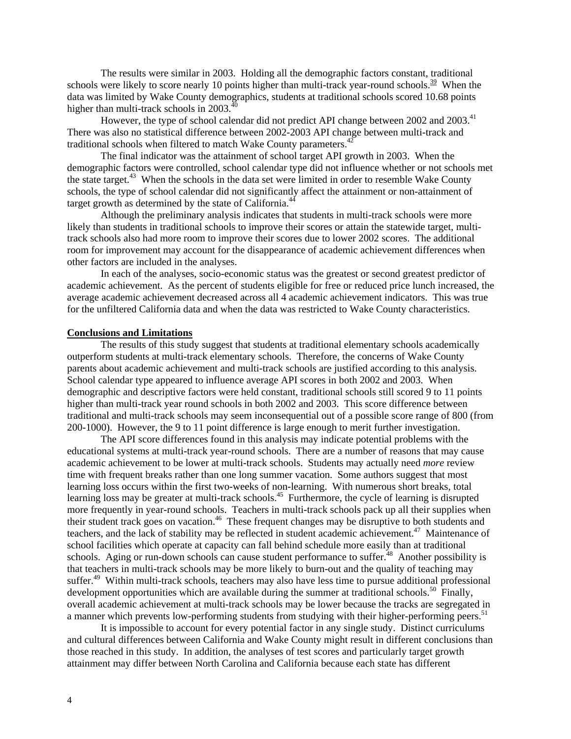The results were similar in 2003. Holding all the demographic factors constant, traditional schools were likely to score nearly 10 points higher than multi-track year-round schools.[39] When the data was limited by Wake County demographics, students at traditional schools scored 10.68 points higher than multi-track schools in 2003.[40]

However, the type of school calendar did not predict API change between 2002 and 2003.[41] There was also no statistical difference between 2002-2003 API change between multi-track and traditional schools when filtered to match Wake County parameters.[42]

The final indicator was the attainment of school target API growth in 2003. When the demographic factors were controlled, school calendar type did not influence whether or not schools met the state target.[43] When the schools in the data set were limited in order to resemble Wake County schools, the type of school calendar did not significantly affect the attainment or non-attainment of target growth as determined by the state of California.[44]

Although the preliminary analysis indicates that students in multi-track schools were more likely than students in traditional schools to improve their scores or attain the statewide target, multi-track schools also had more room to improve their scores due to lower 2002 scores. The additional room for improvement may account for the disappearance of academic achievement differences when other factors are included in the analyses.

In each of the analyses, socio-economic status was the greatest or second greatest predictor of academic achievement. As the percent of students eligible for free or reduced price lunch increased, the average academic achievement decreased across all 4 academic achievement indicators. This was true for the unfiltered California data and when the data was restricted to Wake County characteristics.

**Conclusions and Limitations**

The results of this study suggest that students at traditional elementary schools academically outperform students at multi-track elementary schools. Therefore, the concerns of Wake County parents about academic achievement and multi-track schools are justified according to this analysis. School calendar type appeared to influence average API scores in both 2002 and 2003. When demographic and descriptive factors were held constant, traditional schools still scored 9 to 11 points higher than multi-track year round schools in both 2002 and 2003. This score difference between traditional and multi-track schools may seem inconsequential out of a possible score range of 800 (from 200-1000). However, the 9 to 11 point difference is large enough to merit further investigation.

The API score differences found in this analysis may indicate potential problems with the educational systems at multi-track year-round schools. There are a number of reasons that may cause academic achievement to be lower at multi-track schools. Students may actually need *more* review time with frequent breaks rather than one long summer vacation. Some authors suggest that most learning loss occurs within the first two-weeks of non-learning. With numerous short breaks, total learning loss may be greater at multi-track schools.[45] Furthermore, the cycle of learning is disrupted more frequently in year-round schools. Teachers in multi-track schools pack up all their supplies when their student track goes on vacation.[46] These frequent changes may be disruptive to both students and teachers, and the lack of stability may be reflected in student academic achievement.[47] Maintenance of school facilities which operate at capacity can fall behind schedule more easily than at traditional schools. Aging or run-down schools can cause student performance to suffer.[48] Another possibility is that teachers in multi-track schools may be more likely to burn-out and the quality of teaching may suffer.[49] Within multi-track schools, teachers may also have less time to pursue additional professional development opportunities which are available during the summer at traditional schools.[50] Finally, overall academic achievement at multi-track schools may be lower because the tracks are segregated in a manner which prevents low-performing students from studying with their higher-performing peers.[51]

It is impossible to account for every potential factor in any single study. Distinct curriculums and cultural differences between California and Wake County might result in different conclusions than those reached in this study. In addition, the analyses of test scores and particularly target growth attainment may differ between North Carolina and California because each state has different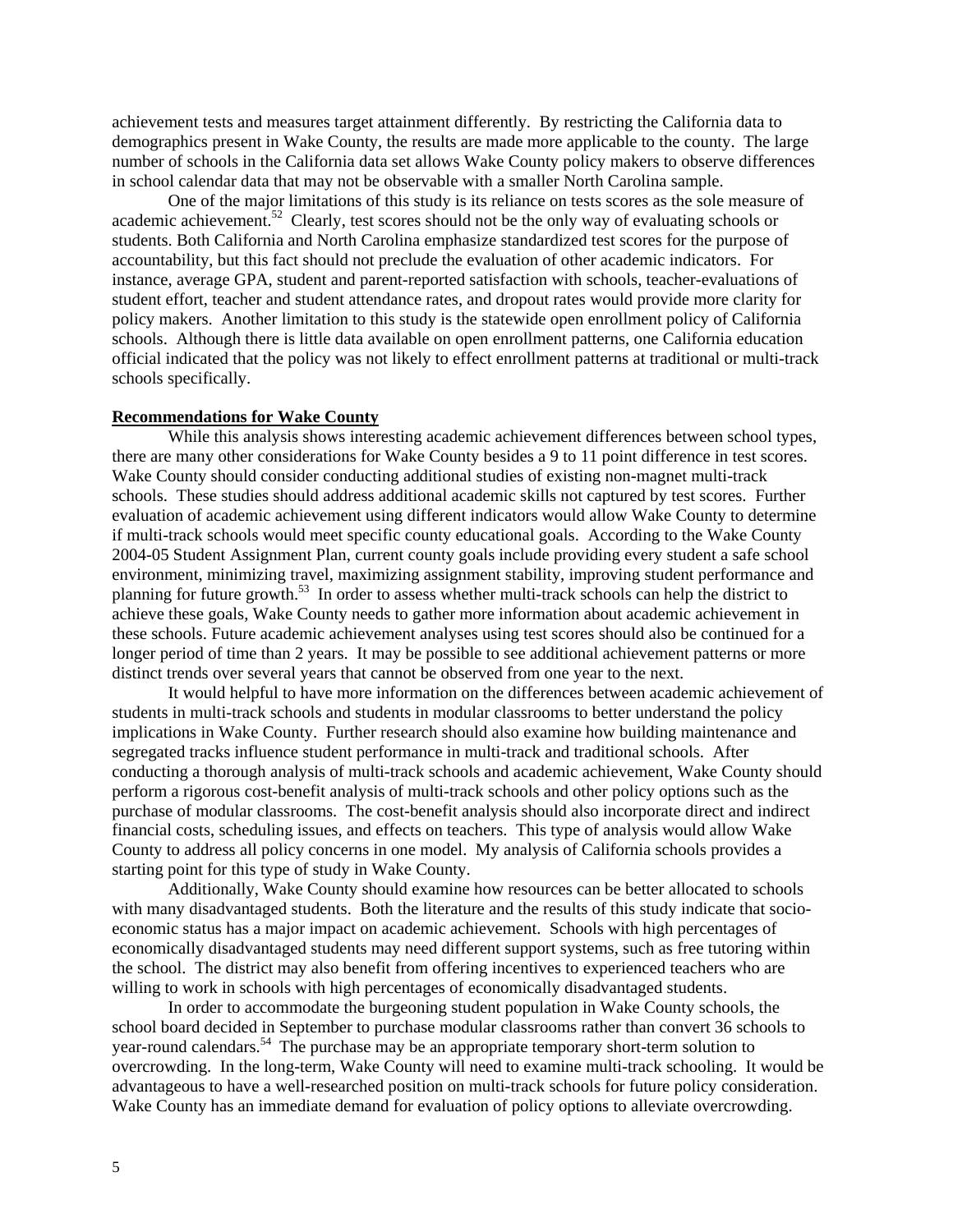achievement tests and measures target attainment differently. By restricting the California data to demographics present in Wake County, the results are made more applicable to the county. The large number of schools in the California data set allows Wake County policy makers to observe differences in school calendar data that may not be observable with a smaller North Carolina sample.

One of the major limitations of this study is its reliance on tests scores as the sole measure of academic achievement.[52] Clearly, test scores should not be the only way of evaluating schools or students. Both California and North Carolina emphasize standardized test scores for the purpose of accountability, but this fact should not preclude the evaluation of other academic indicators. For instance, average GPA, student and parent-reported satisfaction with schools, teacher-evaluations of student effort, teacher and student attendance rates, and dropout rates would provide more clarity for policy makers. Another limitation to this study is the statewide open enrollment policy of California schools. Although there is little data available on open enrollment patterns, one California education official indicated that the policy was not likely to effect enrollment patterns at traditional or multi-track schools specifically.

**Recommendations for Wake County**

While this analysis shows interesting academic achievement differences between school types, there are many other considerations for Wake County besides a 9 to 11 point difference in test scores. Wake County should consider conducting additional studies of existing non-magnet multi-track schools. These studies should address additional academic skills not captured by test scores. Further evaluation of academic achievement using different indicators would allow Wake County to determine if multi-track schools would meet specific county educational goals. According to the Wake County 2004-05 Student Assignment Plan, current county goals include providing every student a safe school environment, minimizing travel, maximizing assignment stability, improving student performance and planning for future growth.[53] In order to assess whether multi-track schools can help the district to achieve these goals, Wake County needs to gather more information about academic achievement in these schools. Future academic achievement analyses using test scores should also be continued for a longer period of time than 2 years. It may be possible to see additional achievement patterns or more distinct trends over several years that cannot be observed from one year to the next.

It would helpful to have more information on the differences between academic achievement of students in multi-track schools and students in modular classrooms to better understand the policy implications in Wake County. Further research should also examine how building maintenance and segregated tracks influence student performance in multi-track and traditional schools. After conducting a thorough analysis of multi-track schools and academic achievement, Wake County should perform a rigorous cost-benefit analysis of multi-track schools and other policy options such as the purchase of modular classrooms. The cost-benefit analysis should also incorporate direct and indirect financial costs, scheduling issues, and effects on teachers. This type of analysis would allow Wake County to address all policy concerns in one model. My analysis of California schools provides a starting point for this type of study in Wake County.

Additionally, Wake County should examine how resources can be better allocated to schools with many disadvantaged students. Both the literature and the results of this study indicate that socio-economic status has a major impact on academic achievement. Schools with high percentages of economically disadvantaged students may need different support systems, such as free tutoring within the school. The district may also benefit from offering incentives to experienced teachers who are willing to work in schools with high percentages of economically disadvantaged students.

In order to accommodate the burgeoning student population in Wake County schools, the school board decided in September to purchase modular classrooms rather than convert 36 schools to year-round calendars.[54] The purchase may be an appropriate temporary short-term solution to overcrowding. In the long-term, Wake County will need to examine multi-track schooling. It would be advantageous to have a well-researched position on multi-track schools for future policy consideration. Wake County has an immediate demand for evaluation of policy options to alleviate overcrowding.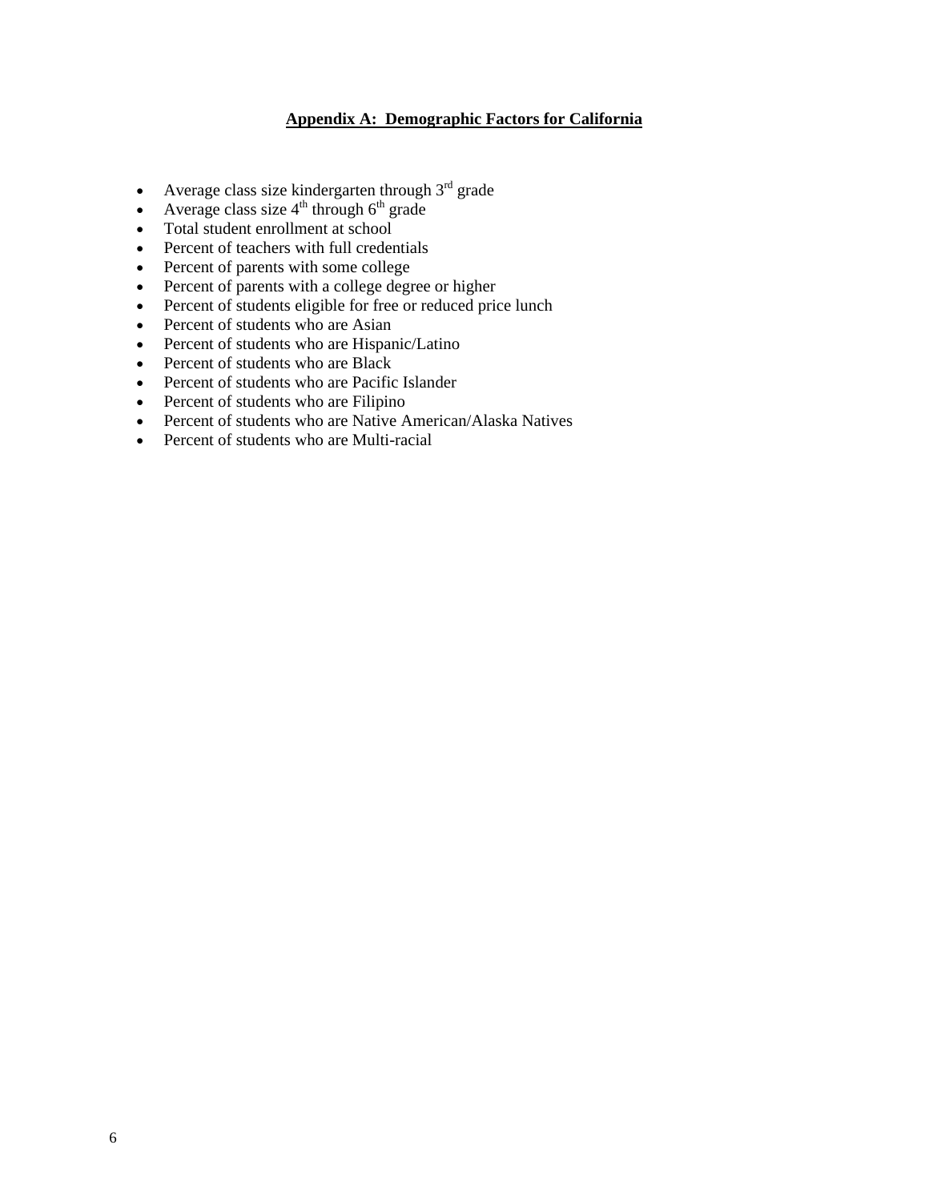## Appendix A: Demographic Factors for California

- Average class size kindergarten through 3rd grade
- Average class size 4th through 6th grade
- Total student enrollment at school
- Percent of teachers with full credentials
- Percent of parents with some college
- Percent of parents with a college degree or higher
- Percent of students eligible for free or reduced price lunch
- Percent of students who are Asian
- Percent of students who are Hispanic/Latino
- Percent of students who are Black
- Percent of students who are Pacific Islander
- Percent of students who are Filipino
- Percent of students who are Native American/Alaska Natives
- Percent of students who are Multi-racial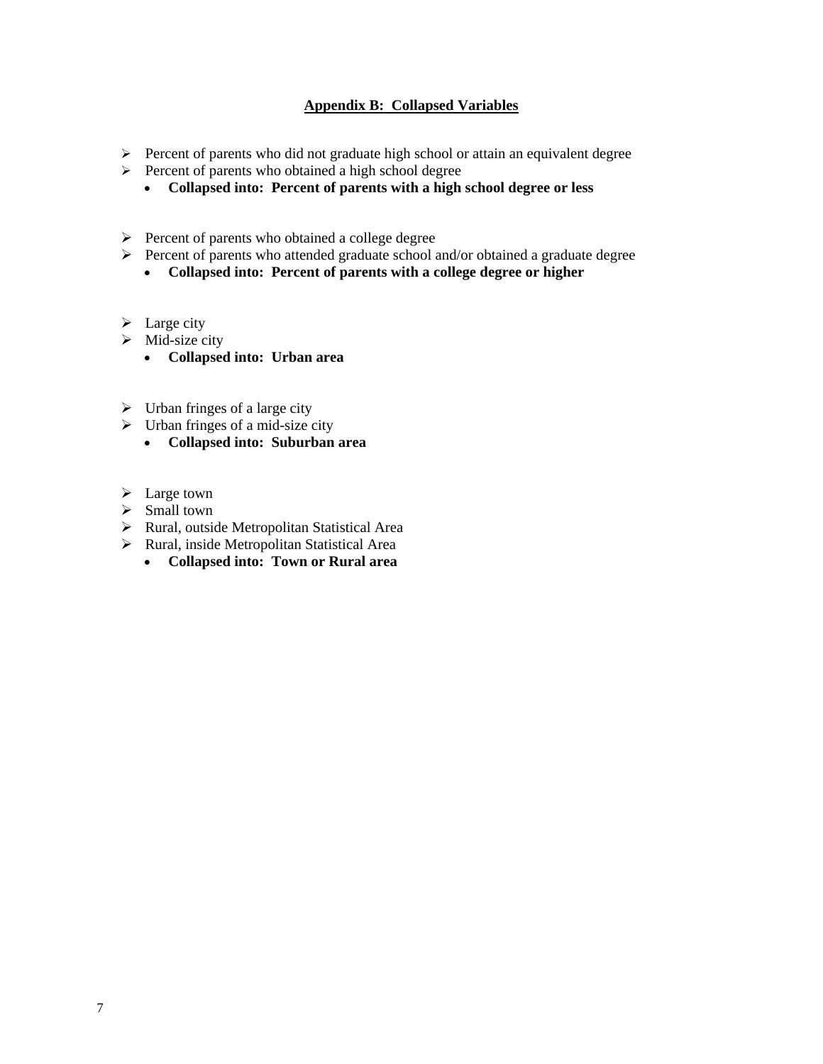## Appendix B: Collapsed Variables

- Percent of parents who did not graduate high school or attain an equivalent degree
- Percent of parents who obtained a high school degree
    - **Collapsed into: Percent of parents with a high school degree or less**

- Percent of parents who obtained a college degree
- Percent of parents who attended graduate school and/or obtained a graduate degree
    - **Collapsed into: Percent of parents with a college degree or higher**

- Large city
- Mid-size city
    - **Collapsed into: Urban area**

- Urban fringes of a large city
- Urban fringes of a mid-size city
    - **Collapsed into: Suburban area**

- Large town
- Small town
- Rural, outside Metropolitan Statistical Area
- Rural, inside Metropolitan Statistical Area
    - **Collapsed into: Town or Rural area**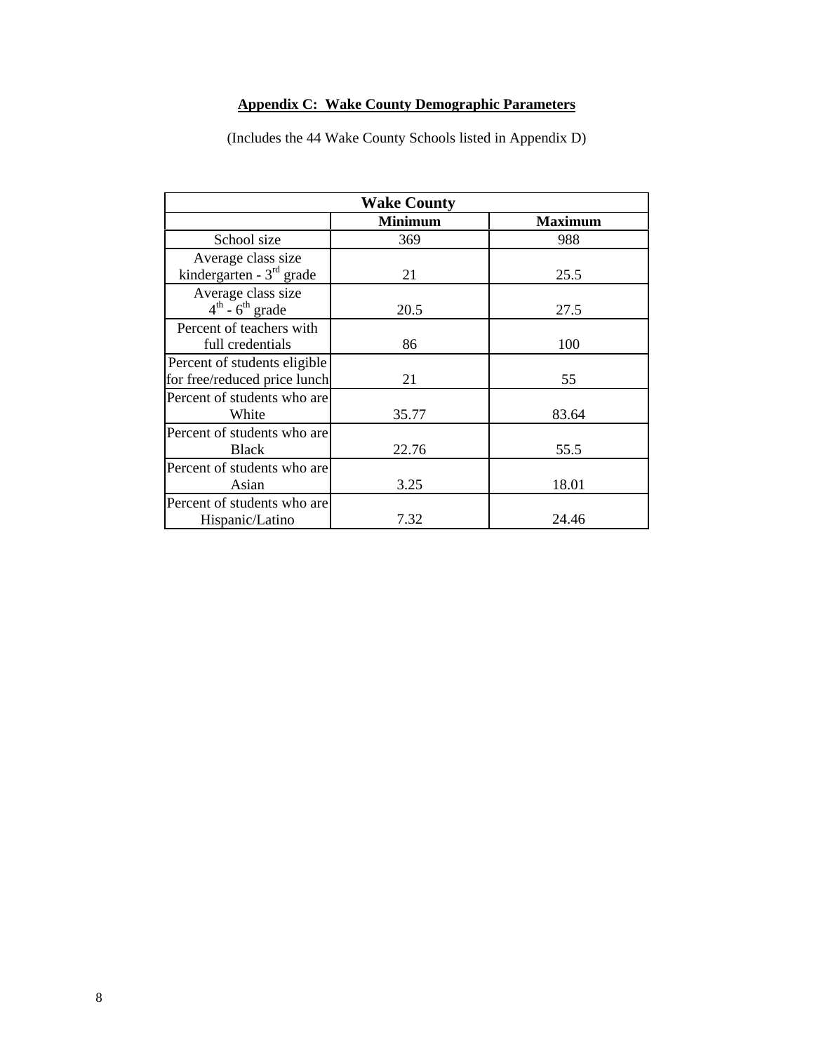## Appendix C: Wake County Demographic Parameters

(Includes the 44 Wake County Schools listed in Appendix D)

| Wake County | | |
|---|---|---|
| | **Minimum** | **Maximum** |
| School size | 369 | 988 |
| Average class size kindergarten - 3rd grade | 21 | 25.5 |
| Average class size 4th - 6th grade | 20.5 | 27.5 |
| Percent of teachers with full credentials | 86 | 100 |
| Percent of students eligible for free/reduced price lunch | 21 | 55 |
| Percent of students who are White | 35.77 | 83.64 |
| Percent of students who are Black | 22.76 | 55.5 |
| Percent of students who are Asian | 3.25 | 18.01 |
| Percent of students who are Hispanic/Latino | 7.32 | 24.46 |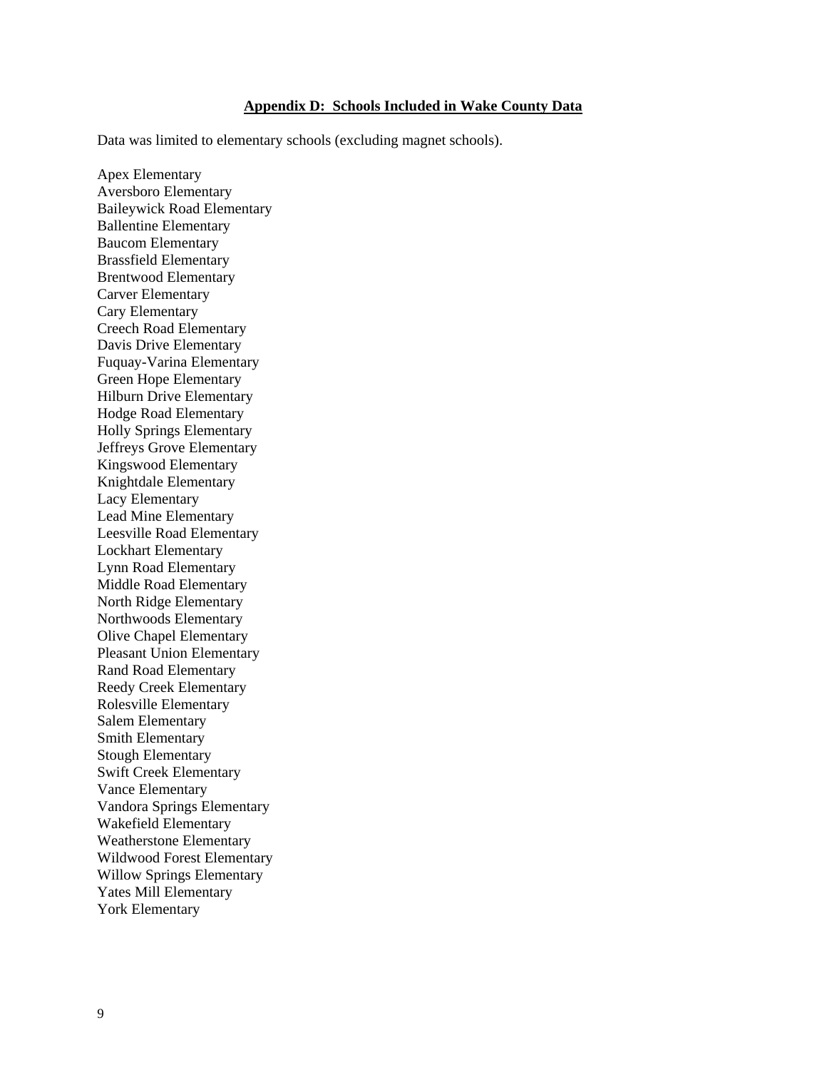## Appendix D: Schools Included in Wake County Data

Data was limited to elementary schools (excluding magnet schools).

Apex Elementary
Aversboro Elementary
Baileywick Road Elementary
Ballentine Elementary
Baucom Elementary
Brassfield Elementary
Brentwood Elementary
Carver Elementary
Cary Elementary
Creech Road Elementary
Davis Drive Elementary
Fuquay-Varina Elementary
Green Hope Elementary
Hilburn Drive Elementary
Hodge Road Elementary
Holly Springs Elementary
Jeffreys Grove Elementary
Kingswood Elementary
Knightdale Elementary
Lacy Elementary
Lead Mine Elementary
Leesville Road Elementary
Lockhart Elementary
Lynn Road Elementary
Middle Road Elementary
North Ridge Elementary
Northwoods Elementary
Olive Chapel Elementary
Pleasant Union Elementary
Rand Road Elementary
Reedy Creek Elementary
Rolesville Elementary
Salem Elementary
Smith Elementary
Stough Elementary
Swift Creek Elementary
Vance Elementary
Vandora Springs Elementary
Wakefield Elementary
Weatherstone Elementary
Wildwood Forest Elementary
Willow Springs Elementary
Yates Mill Elementary
York Elementary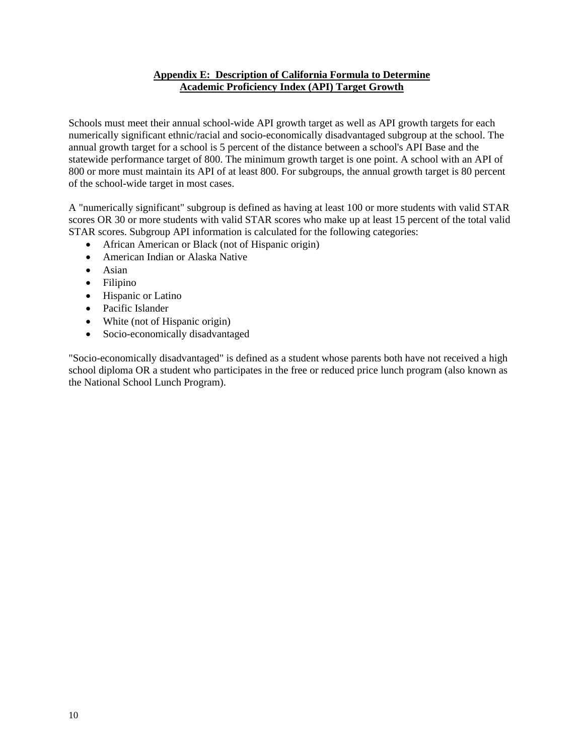## Appendix E: Description of California Formula to Determine Academic Proficiency Index (API) Target Growth

Schools must meet their annual school-wide API growth target as well as API growth targets for each numerically significant ethnic/racial and socio-economically disadvantaged subgroup at the school. The annual growth target for a school is 5 percent of the distance between a school's API Base and the statewide performance target of 800. The minimum growth target is one point. A school with an API of 800 or more must maintain its API of at least 800. For subgroups, the annual growth target is 80 percent of the school-wide target in most cases.

A "numerically significant" subgroup is defined as having at least 100 or more students with valid STAR scores OR 30 or more students with valid STAR scores who make up at least 15 percent of the total valid STAR scores. Subgroup API information is calculated for the following categories:

- African American or Black (not of Hispanic origin)
- American Indian or Alaska Native
- Asian
- Filipino
- Hispanic or Latino
- Pacific Islander
- White (not of Hispanic origin)
- Socio-economically disadvantaged

"Socio-economically disadvantaged" is defined as a student whose parents both have not received a high school diploma OR a student who participates in the free or reduced price lunch program (also known as the National School Lunch Program).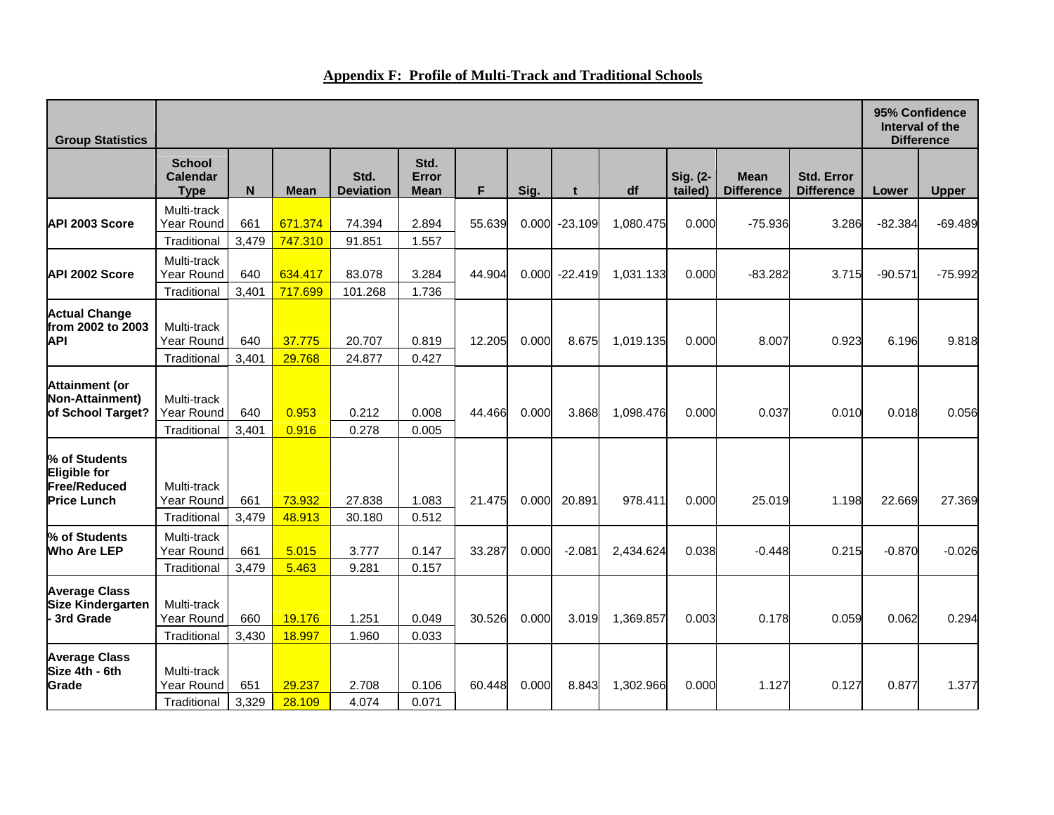# Appendix F: Profile of Multi-Track and Traditional Schools

| Group Statistics | | | | | | | | | | | | | 95% Confidence Interval of the Difference | |
|---|---|---|---|---|---|---|---|---|---|---|---|---|---|---|
| | School Calendar Type | N | Mean | Std. Deviation | Std. Error Mean | F | Sig. | t | df | Sig. (2-tailed) | Mean Difference | Std. Error Difference | Lower | Upper |
| **API 2003 Score** | Multi-track Year Round | 661 | 671.374 | 74.394 | 2.894 | 55.639 | 0.000 | -23.109 | 1,080.475 | 0.000 | -75.936 | 3.286 | -82.384 | -69.489 |
| | Traditional | 3,479 | 747.310 | 91.851 | 1.557 | | | | | | | | | |
| **API 2002 Score** | Multi-track Year Round | 640 | 634.417 | 83.078 | 3.284 | 44.904 | 0.000 | -22.419 | 1,031.133 | 0.000 | -83.282 | 3.715 | -90.571 | -75.992 |
| | Traditional | 3,401 | 717.699 | 101.268 | 1.736 | | | | | | | | | |
| **Actual Change from 2002 to 2003 API** | Multi-track Year Round | 640 | 37.775 | 20.707 | 0.819 | 12.205 | 0.000 | 8.675 | 1,019.135 | 0.000 | 8.007 | 0.923 | 6.196 | 9.818 |
| | Traditional | 3,401 | 29.768 | 24.877 | 0.427 | | | | | | | | | |
| **Attainment (or Non-Attainment) of School Target?** | Multi-track Year Round | 640 | 0.953 | 0.212 | 0.008 | 44.466 | 0.000 | 3.868 | 1,098.476 | 0.000 | 0.037 | 0.010 | 0.018 | 0.056 |
| | Traditional | 3,401 | 0.916 | 0.278 | 0.005 | | | | | | | | | |
| **% of Students Eligible for Free/Reduced Price Lunch** | Multi-track Year Round | 661 | 73.932 | 27.838 | 1.083 | 21.475 | 0.000 | 20.891 | 978.411 | 0.000 | 25.019 | 1.198 | 22.669 | 27.369 |
| | Traditional | 3,479 | 48.913 | 30.180 | 0.512 | | | | | | | | | |
| **% of Students Who Are LEP** | Multi-track Year Round | 661 | 5.015 | 3.777 | 0.147 | 33.287 | 0.000 | -2.081 | 2,434.624 | 0.038 | -0.448 | 0.215 | -0.870 | -0.026 |
| | Traditional | 3,479 | 5.463 | 9.281 | 0.157 | | | | | | | | | |
| **Average Class Size Kindergarten - 3rd Grade** | Multi-track Year Round | 660 | 19.176 | 1.251 | 0.049 | 30.526 | 0.000 | 3.019 | 1,369.857 | 0.003 | 0.178 | 0.059 | 0.062 | 0.294 |
| | Traditional | 3,430 | 18.997 | 1.960 | 0.033 | | | | | | | | | |
| **Average Class Size 4th - 6th Grade** | Multi-track Year Round | 651 | 29.237 | 2.708 | 0.106 | 60.448 | 0.000 | 8.843 | 1,302.966 | 0.000 | 1.127 | 0.127 | 0.877 | 1.377 |
| | Traditional | 3,329 | 28.109 | 4.074 | 0.071 | | | | | | | | | |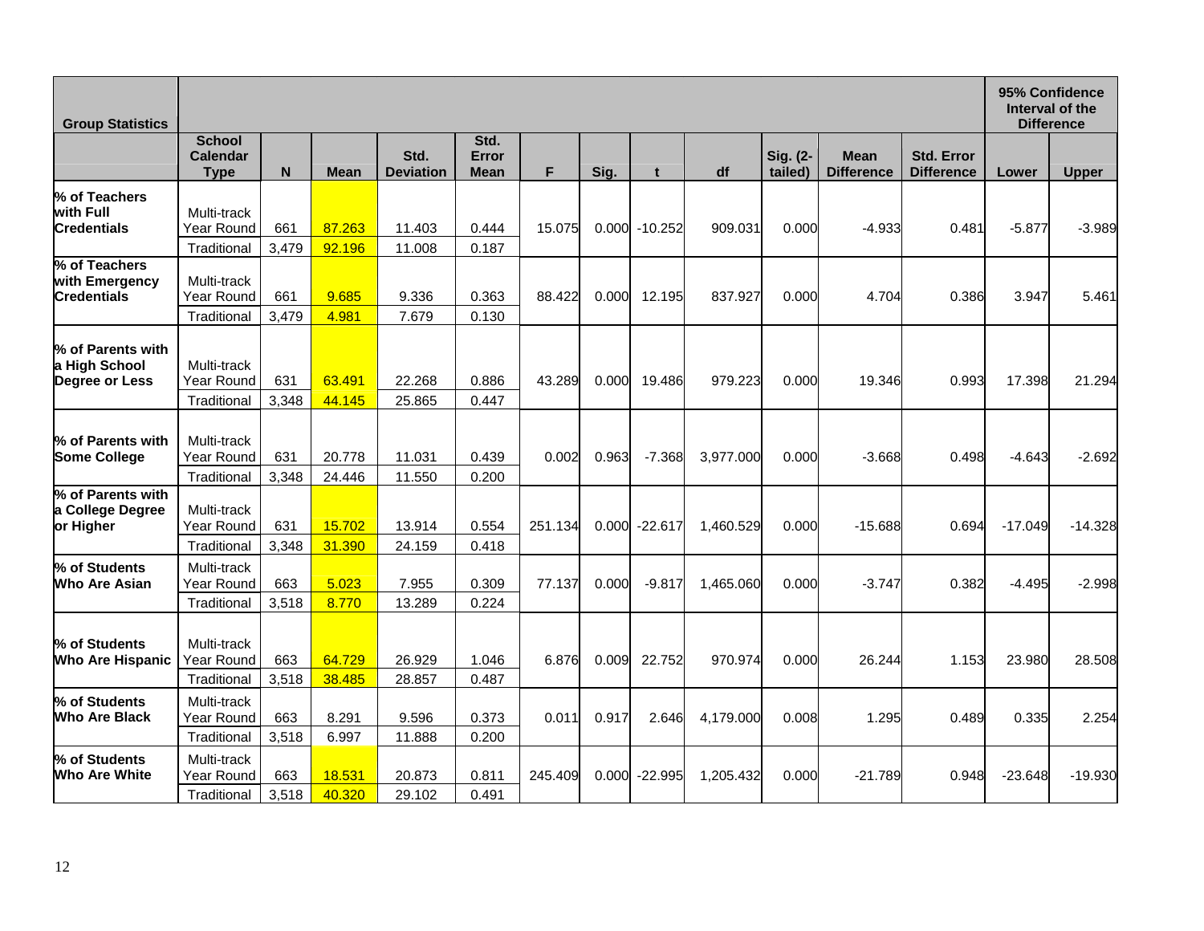| Group Statistics | | | | | | | | | | | | | 95% Confidence Interval of the Difference | |
|---|---|---|---|---|---|---|---|---|---|---|---|---|---|---|
| | School Calendar Type | N | Mean | Std. Deviation | Std. Error Mean | F | Sig. | t | df | Sig. (2-tailed) | Mean Difference | Std. Error Difference | Lower | Upper |
| % of Teachers with Full Credentials | Multi-track Year Round | 661 | 87.263 | 11.403 | 0.444 | 15.075 | 0.000 | -10.252 | 909.031 | 0.000 | -4.933 | 0.481 | -5.877 | -3.989 |
| | Traditional | 3,479 | 92.196 | 11.008 | 0.187 | | | | | | | | | |
| % of Teachers with Emergency Credentials | Multi-track Year Round | 661 | 9.685 | 9.336 | 0.363 | 88.422 | 0.000 | 12.195 | 837.927 | 0.000 | 4.704 | 0.386 | 3.947 | 5.461 |
| | Traditional | 3,479 | 4.981 | 7.679 | 0.130 | | | | | | | | | |
| % of Parents with a High School Degree or Less | Multi-track Year Round | 631 | 63.491 | 22.268 | 0.886 | 43.289 | 0.000 | 19.486 | 979.223 | 0.000 | 19.346 | 0.993 | 17.398 | 21.294 |
| | Traditional | 3,348 | 44.145 | 25.865 | 0.447 | | | | | | | | | |
| % of Parents with Some College | Multi-track Year Round | 631 | 20.778 | 11.031 | 0.439 | 0.002 | 0.963 | -7.368 | 3,977.000 | 0.000 | -3.668 | 0.498 | -4.643 | -2.692 |
| | Traditional | 3,348 | 24.446 | 11.550 | 0.200 | | | | | | | | | |
| % of Parents with a College Degree or Higher | Multi-track Year Round | 631 | 15.702 | 13.914 | 0.554 | 251.134 | 0.000 | -22.617 | 1,460.529 | 0.000 | -15.688 | 0.694 | -17.049 | -14.328 |
| | Traditional | 3,348 | 31.390 | 24.159 | 0.418 | | | | | | | | | |
| % of Students Who Are Asian | Multi-track Year Round | 663 | 5.023 | 7.955 | 0.309 | 77.137 | 0.000 | -9.817 | 1,465.060 | 0.000 | -3.747 | 0.382 | -4.495 | -2.998 |
| | Traditional | 3,518 | 8.770 | 13.289 | 0.224 | | | | | | | | | |
| % of Students Who Are Hispanic | Multi-track Year Round | 663 | 64.729 | 26.929 | 1.046 | 6.876 | 0.009 | 22.752 | 970.974 | 0.000 | 26.244 | 1.153 | 23.980 | 28.508 |
| | Traditional | 3,518 | 38.485 | 28.857 | 0.487 | | | | | | | | | |
| % of Students Who Are Black | Multi-track Year Round | 663 | 8.291 | 9.596 | 0.373 | 0.011 | 0.917 | 2.646 | 4,179.000 | 0.008 | 1.295 | 0.489 | 0.335 | 2.254 |
| | Traditional | 3,518 | 6.997 | 11.888 | 0.200 | | | | | | | | | |
| % of Students Who Are White | Multi-track Year Round | 663 | 18.531 | 20.873 | 0.811 | 245.409 | 0.000 | -22.995 | 1,205.432 | 0.000 | -21.789 | 0.948 | -23.648 | -19.930 |
| | Traditional | 3,518 | 40.320 | 29.102 | 0.491 | | | | | | | | | |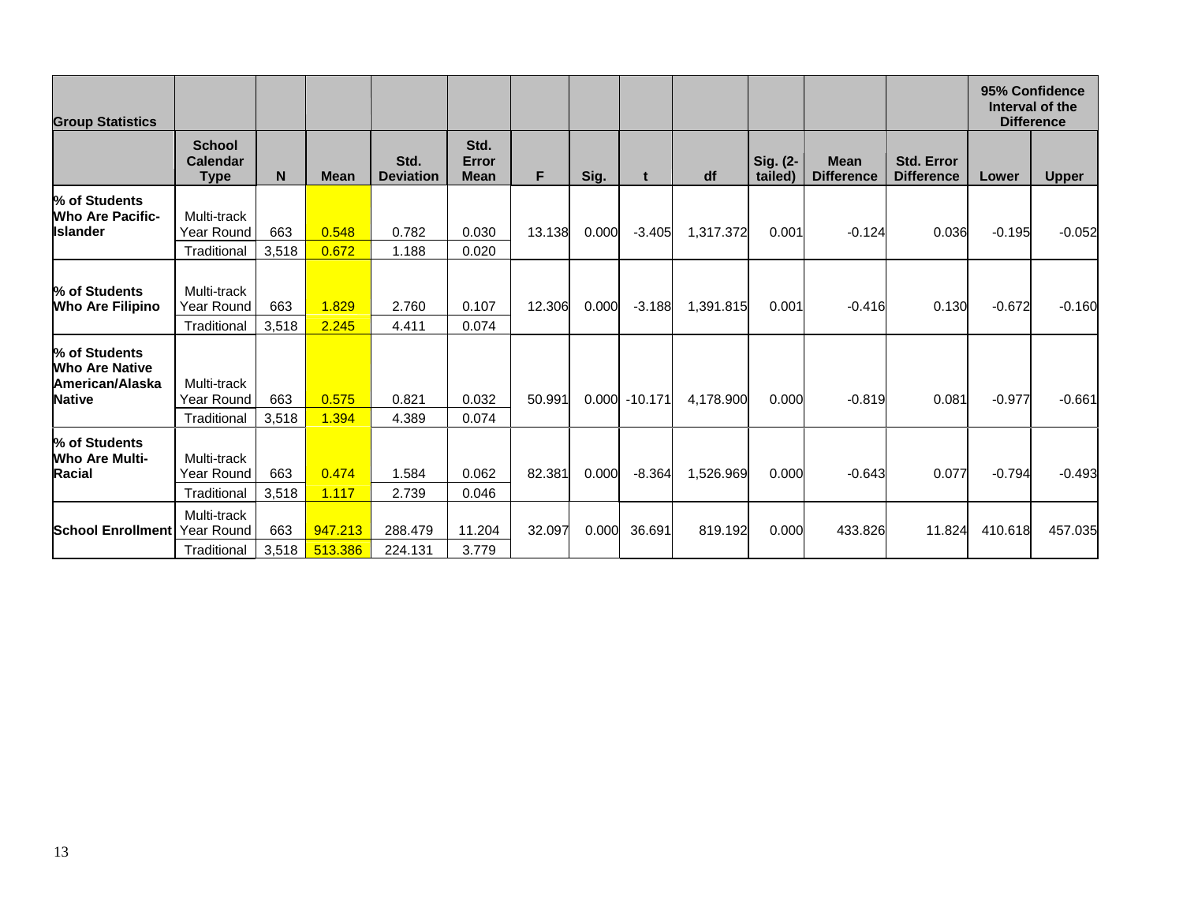| Group Statistics | | | | | | | | | | | | | 95% Confidence Interval of the Difference | |
|---|---|---|---|---|---|---|---|---|---|---|---|---|---|---|
| | School Calendar Type | N | Mean | Std. Deviation | Std. Error Mean | F | Sig. | t | df | Sig. (2-tailed) | Mean Difference | Std. Error Difference | Lower | Upper |
| % of Students Who Are Pacific-Islander | Multi-track Year Round | 663 | 0.548 | 0.782 | 0.030 | 13.138 | 0.000 | -3.405 | 1,317.372 | 0.001 | -0.124 | 0.036 | -0.195 | -0.052 |
| | Traditional | 3,518 | 0.672 | 1.188 | 0.020 | | | | | | | | | |
| % of Students Who Are Filipino | Multi-track Year Round | 663 | 1.829 | 2.760 | 0.107 | 12.306 | 0.000 | -3.188 | 1,391.815 | 0.001 | -0.416 | 0.130 | -0.672 | -0.160 |
| | Traditional | 3,518 | 2.245 | 4.411 | 0.074 | | | | | | | | | |
| % of Students Who Are Native American/Alaska Native | Multi-track Year Round | 663 | 0.575 | 0.821 | 0.032 | 50.991 | 0.000 | -10.171 | 4,178.900 | 0.000 | -0.819 | 0.081 | -0.977 | -0.661 |
| | Traditional | 3,518 | 1.394 | 4.389 | 0.074 | | | | | | | | | |
| % of Students Who Are Multi-Racial | Multi-track Year Round | 663 | 0.474 | 1.584 | 0.062 | 82.381 | 0.000 | -8.364 | 1,526.969 | 0.000 | -0.643 | 0.077 | -0.794 | -0.493 |
| | Traditional | 3,518 | 1.117 | 2.739 | 0.046 | | | | | | | | | |
| School Enrollment | Multi-track Year Round | 663 | 947.213 | 288.479 | 11.204 | 32.097 | 0.000 | 36.691 | 819.192 | 0.000 | 433.826 | 11.824 | 410.618 | 457.035 |
| | Traditional | 3,518 | 513.386 | 224.131 | 3.779 | | | | | | | | | |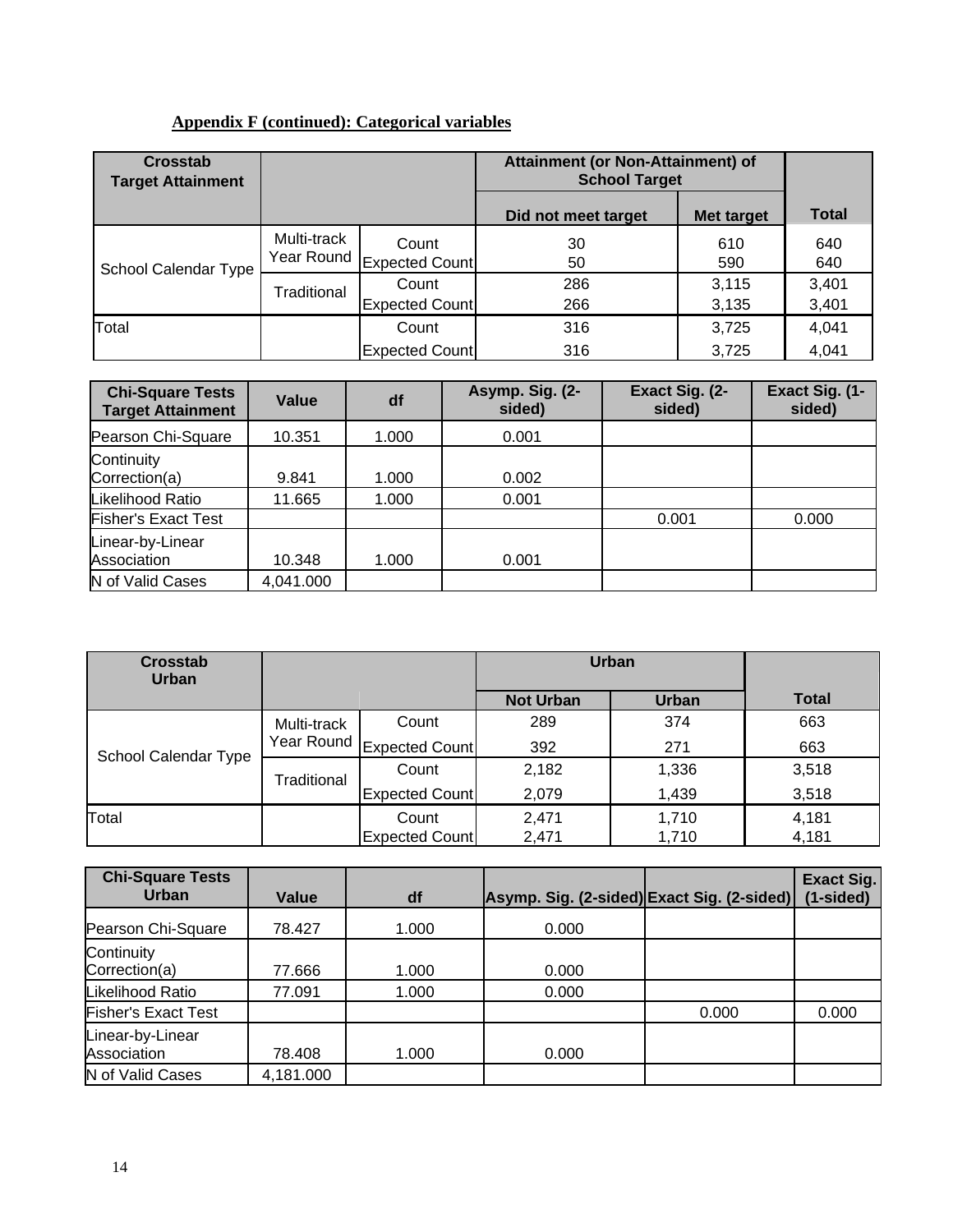**Appendix F (continued): Categorical variables**

| Crosstab Target Attainment | | | Attainment (or Non-Attainment) of School Target | | |
|---|---|---|---|---|---|
| | | | Did not meet target | Met target | Total |
| School Calendar Type | Multi-track Year Round | Count | 30 | 610 | 640 |
| | | Expected Count | 50 | 590 | 640 |
| | Traditional | Count | 286 | 3,115 | 3,401 |
| | | Expected Count | 266 | 3,135 | 3,401 |
| Total | | Count | 316 | 3,725 | 4,041 |
| | | Expected Count | 316 | 3,725 | 4,041 |

| Chi-Square Tests Target Attainment | Value | df | Asymp. Sig. (2-sided) | Exact Sig. (2-sided) | Exact Sig. (1-sided) |
|---|---|---|---|---|---|
| Pearson Chi-Square | 10.351 | 1.000 | 0.001 | | |
| Continuity Correction(a) | 9.841 | 1.000 | 0.002 | | |
| Likelihood Ratio | 11.665 | 1.000 | 0.001 | | |
| Fisher's Exact Test | | | | 0.001 | 0.000 |
| Linear-by-Linear Association | 10.348 | 1.000 | 0.001 | | |
| N of Valid Cases | 4,041.000 | | | | |

| Crosstab Urban | | | Urban | | |
|---|---|---|---|---|---|
| | | | Not Urban | Urban | Total |
| School Calendar Type | Multi-track Year Round | Count | 289 | 374 | 663 |
| | | Expected Count | 392 | 271 | 663 |
| | Traditional | Count | 2,182 | 1,336 | 3,518 |
| | | Expected Count | 2,079 | 1,439 | 3,518 |
| Total | | Count | 2,471 | 1,710 | 4,181 |
| | | Expected Count | 2,471 | 1,710 | 4,181 |

| Chi-Square Tests Urban | Value | df | Asymp. Sig. (2-sided) | Exact Sig. (2-sided) | Exact Sig. (1-sided) |
|---|---|---|---|---|---|
| Pearson Chi-Square | 78.427 | 1.000 | 0.000 | | |
| Continuity Correction(a) | 77.666 | 1.000 | 0.000 | | |
| Likelihood Ratio | 77.091 | 1.000 | 0.000 | | |
| Fisher's Exact Test | | | | 0.000 | 0.000 |
| Linear-by-Linear Association | 78.408 | 1.000 | 0.000 | | |
| N of Valid Cases | 4,181.000 | | | | |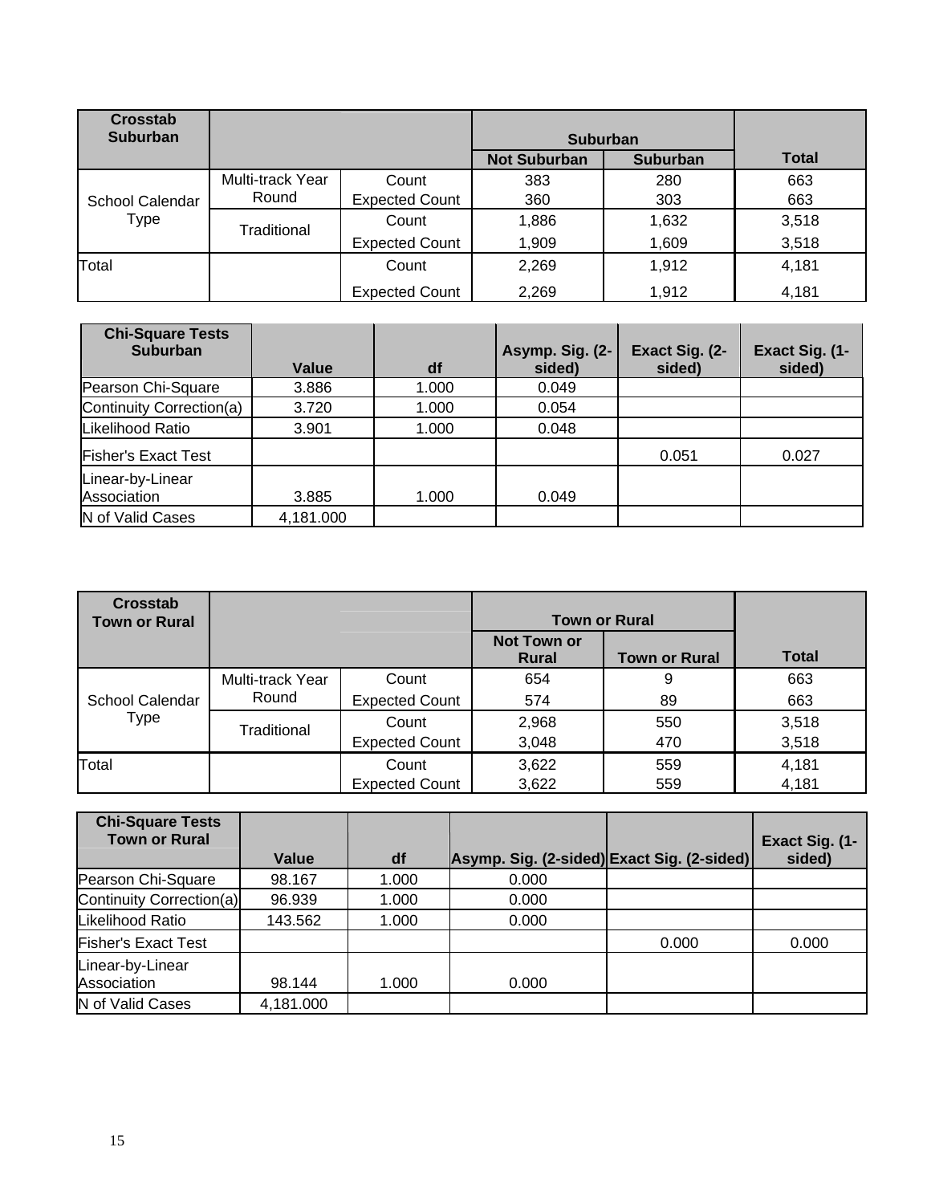| Crosstab Suburban | | | Suburban | | Total |
|---|---|---|---|---|---|
| | | | Not Suburban | Suburban | |
| School Calendar Type | Multi-track Year Round | Count | 383 | 280 | 663 |
| | | Expected Count | 360 | 303 | 663 |
| | Traditional | Count | 1,886 | 1,632 | 3,518 |
| | | Expected Count | 1,909 | 1,609 | 3,518 |
| Total | | Count | 2,269 | 1,912 | 4,181 |
| | | Expected Count | 2,269 | 1,912 | 4,181 |

| Chi-Square Tests Suburban | Value | df | Asymp. Sig. (2-sided) | Exact Sig. (2-sided) | Exact Sig. (1-sided) |
|---|---|---|---|---|---|
| Pearson Chi-Square | 3.886 | 1.000 | 0.049 | | |
| Continuity Correction(a) | 3.720 | 1.000 | 0.054 | | |
| Likelihood Ratio | 3.901 | 1.000 | 0.048 | | |
| Fisher's Exact Test | | | | 0.051 | 0.027 |
| Linear-by-Linear Association | 3.885 | 1.000 | 0.049 | | |
| N of Valid Cases | 4,181.000 | | | | |

| Crosstab Town or Rural | | | Town or Rural | | Total |
|---|---|---|---|---|---|
| | | | Not Town or Rural | Town or Rural | |
| School Calendar Type | Multi-track Year Round | Count | 654 | 9 | 663 |
| | | Expected Count | 574 | 89 | 663 |
| | Traditional | Count | 2,968 | 550 | 3,518 |
| | | Expected Count | 3,048 | 470 | 3,518 |
| Total | | Count | 3,622 | 559 | 4,181 |
| | | Expected Count | 3,622 | 559 | 4,181 |

| Chi-Square Tests Town or Rural | Value | df | Asymp. Sig. (2-sided) | Exact Sig. (2-sided) | Exact Sig. (1-sided) |
|---|---|---|---|---|---|
| Pearson Chi-Square | 98.167 | 1.000 | 0.000 | | |
| Continuity Correction(a) | 96.939 | 1.000 | 0.000 | | |
| Likelihood Ratio | 143.562 | 1.000 | 0.000 | | |
| Fisher's Exact Test | | | | 0.000 | 0.000 |
| Linear-by-Linear Association | 98.144 | 1.000 | 0.000 | | |
| N of Valid Cases | 4,181.000 | | | | |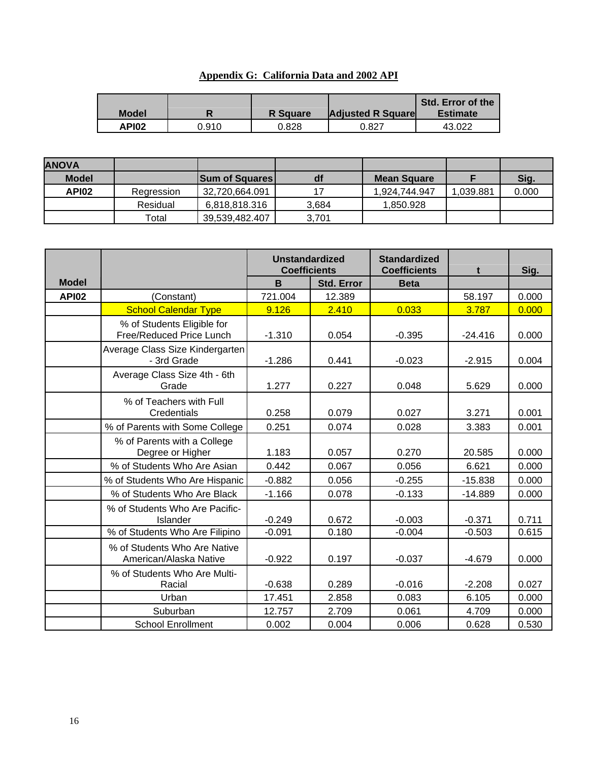## Appendix G: California Data and 2002 API

| Model | R | R Square | Adjusted R Square | Std. Error of the Estimate |
|---|---|---|---|---|
| API02 | 0.910 | 0.828 | 0.827 | 43.022 |

| ANOVA | | | | | | |
|---|---|---|---|---|---|---|
| Model | | Sum of Squares | df | Mean Square | F | Sig. |
| API02 | Regression | 32,720,664.091 | 17 | 1,924,744.947 | 1,039.881 | 0.000 |
| | Residual | 6,818,818.316 | 3,684 | 1,850.928 | | |
| | Total | 39,539,482.407 | 3,701 | | | |

| | | Unstandardized Coefficients | | Standardized Coefficients | t | Sig. |
|---|---|---|---|---|---|---|
| Model | | B | Std. Error | Beta | | |
| API02 | (Constant) | 721.004 | 12.389 | | 58.197 | 0.000 |
| | School Calendar Type | 9.126 | 2.410 | 0.033 | 3.787 | 0.000 |
| | % of Students Eligible for Free/Reduced Price Lunch | -1.310 | 0.054 | -0.395 | -24.416 | 0.000 |
| | Average Class Size Kindergarten - 3rd Grade | -1.286 | 0.441 | -0.023 | -2.915 | 0.004 |
| | Average Class Size 4th - 6th Grade | 1.277 | 0.227 | 0.048 | 5.629 | 0.000 |
| | % of Teachers with Full Credentials | 0.258 | 0.079 | 0.027 | 3.271 | 0.001 |
| | % of Parents with Some College | 0.251 | 0.074 | 0.028 | 3.383 | 0.001 |
| | % of Parents with a College Degree or Higher | 1.183 | 0.057 | 0.270 | 20.585 | 0.000 |
| | % of Students Who Are Asian | 0.442 | 0.067 | 0.056 | 6.621 | 0.000 |
| | % of Students Who Are Hispanic | -0.882 | 0.056 | -0.255 | -15.838 | 0.000 |
| | % of Students Who Are Black | -1.166 | 0.078 | -0.133 | -14.889 | 0.000 |
| | % of Students Who Are Pacific-Islander | -0.249 | 0.672 | -0.003 | -0.371 | 0.711 |
| | % of Students Who Are Filipino | -0.091 | 0.180 | -0.004 | -0.503 | 0.615 |
| | % of Students Who Are Native American/Alaska Native | -0.922 | 0.197 | -0.037 | -4.679 | 0.000 |
| | % of Students Who Are Multi-Racial | -0.638 | 0.289 | -0.016 | -2.208 | 0.027 |
| | Urban | 17.451 | 2.858 | 0.083 | 6.105 | 0.000 |
| | Suburban | 12.757 | 2.709 | 0.061 | 4.709 | 0.000 |
| | School Enrollment | 0.002 | 0.004 | 0.006 | 0.628 | 0.530 |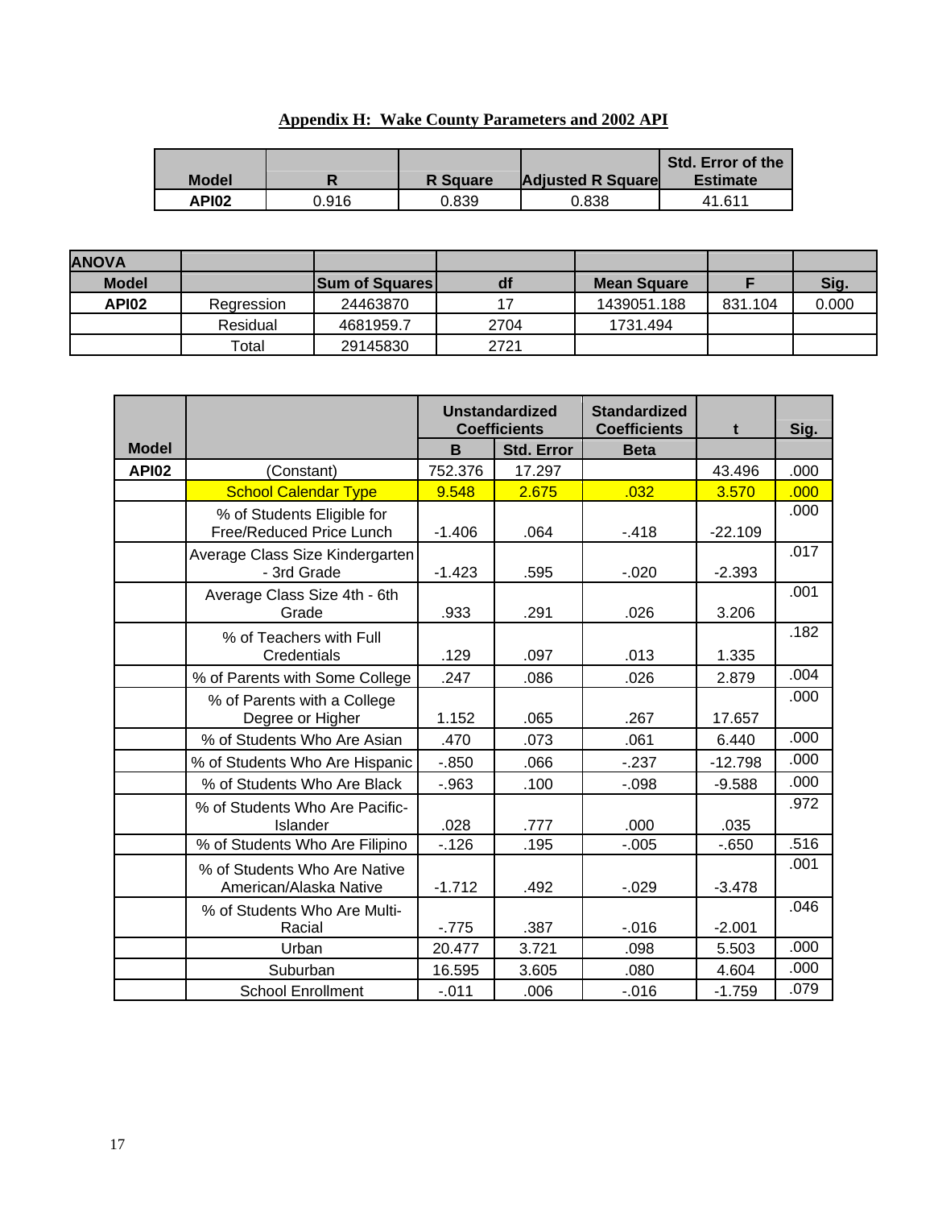**Appendix H: Wake County Parameters and 2002 API**

| Model | R | R Square | Adjusted R Square | Std. Error of the Estimate |
|---|---|---|---|---|
| API02 | 0.916 | 0.839 | 0.838 | 41.611 |

| ANOVA | | | | | | |
|---|---|---|---|---|---|---|
| Model | | Sum of Squares | df | Mean Square | F | Sig. |
| API02 | Regression | 24463870 | 17 | 1439051.188 | 831.104 | 0.000 |
| | Residual | 4681959.7 | 2704 | 1731.494 | | |
| | Total | 29145830 | 2721 | | | |

| Model | | Unstandardized Coefficients | | Standardized Coefficients | t | Sig. |
|---|---|---|---|---|---|---|
| | | B | Std. Error | Beta | | |
| API02 | (Constant) | 752.376 | 17.297 | | 43.496 | .000 |
| | School Calendar Type | 9.548 | 2.675 | .032 | 3.570 | .000 |
| | % of Students Eligible for Free/Reduced Price Lunch | -1.406 | .064 | -.418 | -22.109 | .000 |
| | Average Class Size Kindergarten - 3rd Grade | -1.423 | .595 | -.020 | -2.393 | .017 |
| | Average Class Size 4th - 6th Grade | .933 | .291 | .026 | 3.206 | .001 |
| | % of Teachers with Full Credentials | .129 | .097 | .013 | 1.335 | .182 |
| | % of Parents with Some College | .247 | .086 | .026 | 2.879 | .004 |
| | % of Parents with a College Degree or Higher | 1.152 | .065 | .267 | 17.657 | .000 |
| | % of Students Who Are Asian | .470 | .073 | .061 | 6.440 | .000 |
| | % of Students Who Are Hispanic | -.850 | .066 | -.237 | -12.798 | .000 |
| | % of Students Who Are Black | -.963 | .100 | -.098 | -9.588 | .000 |
| | % of Students Who Are Pacific-Islander | .028 | .777 | .000 | .035 | .972 |
| | % of Students Who Are Filipino | -.126 | .195 | -.005 | -.650 | .516 |
| | % of Students Who Are Native American/Alaska Native | -1.712 | .492 | -.029 | -3.478 | .001 |
| | % of Students Who Are Multi-Racial | -.775 | .387 | -.016 | -2.001 | .046 |
| | Urban | 20.477 | 3.721 | .098 | 5.503 | .000 |
| | Suburban | 16.595 | 3.605 | .080 | 4.604 | .000 |
| | School Enrollment | -.011 | .006 | -.016 | -1.759 | .079 |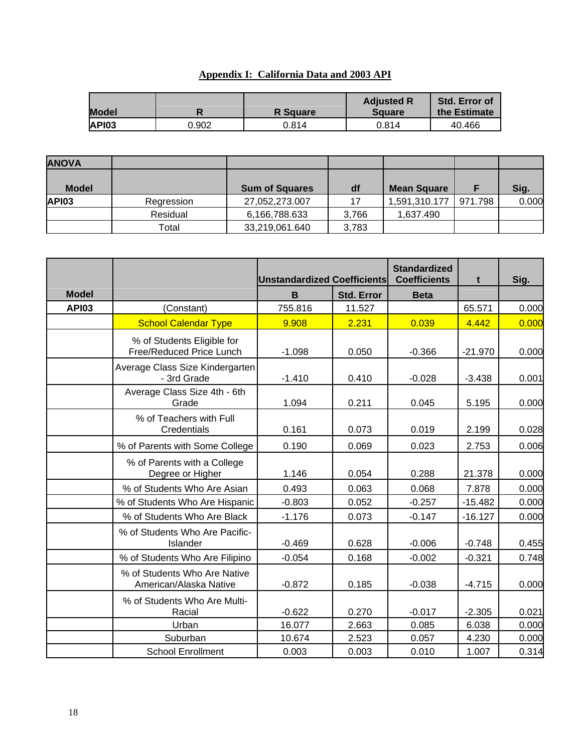## Appendix I: California Data and 2003 API

| Model | R | R Square | Adjusted R Square | Std. Error of the Estimate |
|---|---|---|---|---|
| API03 | 0.902 | 0.814 | 0.814 | 40.466 |

| ANOVA | | | | | | |
|---|---|---|---|---|---|---|
| Model | | Sum of Squares | df | Mean Square | F | Sig. |
| API03 | Regression | 27,052,273.007 | 17 | 1,591,310.177 | 971.798 | 0.000 |
| | Residual | 6,166,788.633 | 3,766 | 1,637.490 | | |
| | Total | 33,219,061.640 | 3,783 | | | |

| | | Unstandardized Coefficients | | Standardized Coefficients | t | Sig. |
|---|---|---|---|---|---|---|
| Model | | B | Std. Error | Beta | | |
| API03 | (Constant) | 755.816 | 11.527 | | 65.571 | 0.000 |
| | School Calendar Type | 9.908 | 2.231 | 0.039 | 4.442 | 0.000 |
| | % of Students Eligible for Free/Reduced Price Lunch | -1.098 | 0.050 | -0.366 | -21.970 | 0.000 |
| | Average Class Size Kindergarten - 3rd Grade | -1.410 | 0.410 | -0.028 | -3.438 | 0.001 |
| | Average Class Size 4th - 6th Grade | 1.094 | 0.211 | 0.045 | 5.195 | 0.000 |
| | % of Teachers with Full Credentials | 0.161 | 0.073 | 0.019 | 2.199 | 0.028 |
| | % of Parents with Some College | 0.190 | 0.069 | 0.023 | 2.753 | 0.006 |
| | % of Parents with a College Degree or Higher | 1.146 | 0.054 | 0.288 | 21.378 | 0.000 |
| | % of Students Who Are Asian | 0.493 | 0.063 | 0.068 | 7.878 | 0.000 |
| | % of Students Who Are Hispanic | -0.803 | 0.052 | -0.257 | -15.482 | 0.000 |
| | % of Students Who Are Black | -1.176 | 0.073 | -0.147 | -16.127 | 0.000 |
| | % of Students Who Are Pacific-Islander | -0.469 | 0.628 | -0.006 | -0.748 | 0.455 |
| | % of Students Who Are Filipino | -0.054 | 0.168 | -0.002 | -0.321 | 0.748 |
| | % of Students Who Are Native American/Alaska Native | -0.872 | 0.185 | -0.038 | -4.715 | 0.000 |
| | % of Students Who Are Multi-Racial | -0.622 | 0.270 | -0.017 | -2.305 | 0.021 |
| | Urban | 16.077 | 2.663 | 0.085 | 6.038 | 0.000 |
| | Suburban | 10.674 | 2.523 | 0.057 | 4.230 | 0.000 |
| | School Enrollment | 0.003 | 0.003 | 0.010 | 1.007 | 0.314 |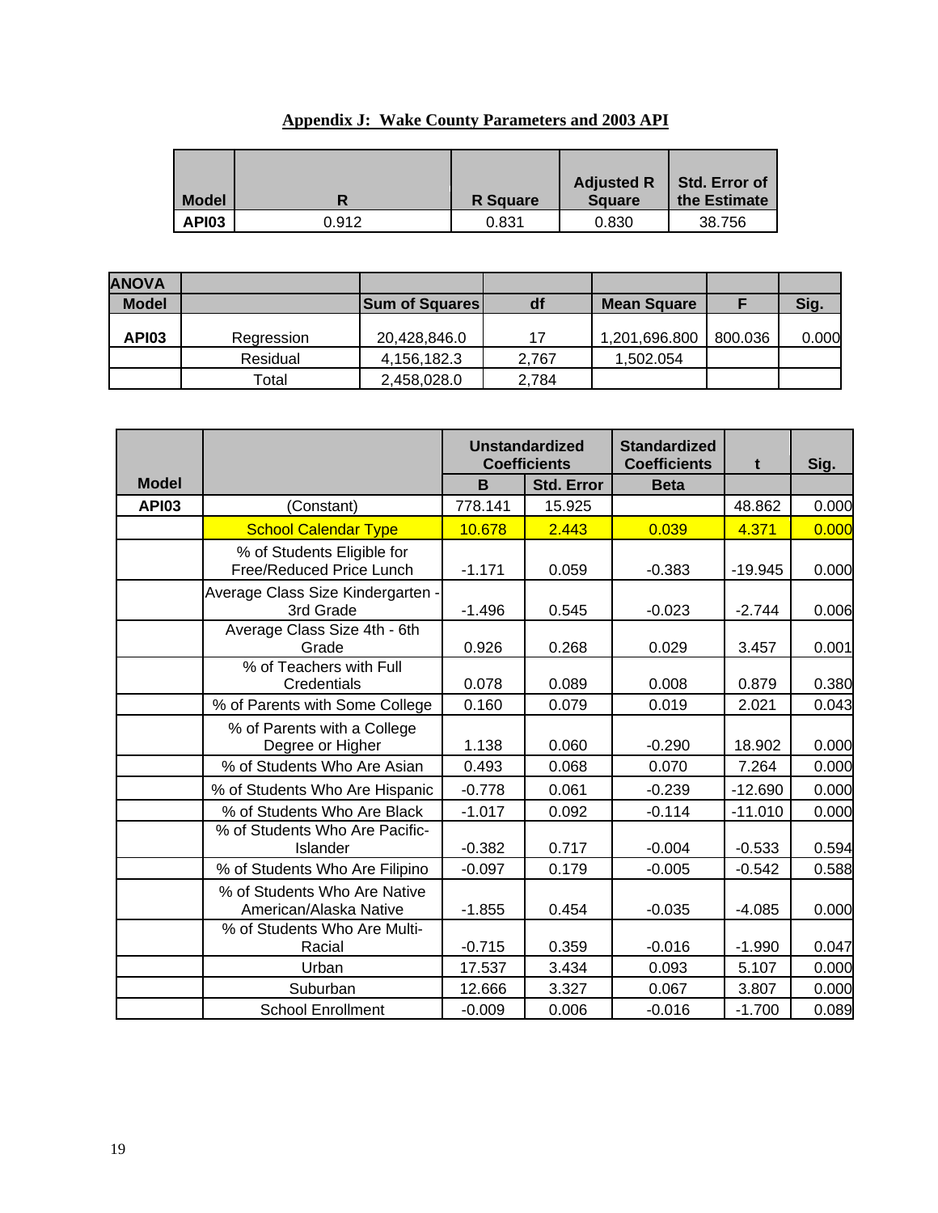## Appendix J: Wake County Parameters and 2003 API

| Model | R | R Square | Adjusted R Square | Std. Error of the Estimate |
|---|---|---|---|---|
| API03 | 0.912 | 0.831 | 0.830 | 38.756 |

| ANOVA | | | | | | |
|---|---|---|---|---|---|---|
| Model | | Sum of Squares | df | Mean Square | F | Sig. |
| API03 | Regression | 20,428,846.0 | 17 | 1,201,696.800 | 800.036 | 0.000 |
| | Residual | 4,156,182.3 | 2,767 | 1,502.054 | | |
| | Total | 2,458,028.0 | 2,784 | | | |

| | | Unstandardized Coefficients | | Standardized Coefficients | t | Sig. |
|---|---|---|---|---|---|---|
| Model | | B | Std. Error | Beta | | |
| API03 | (Constant) | 778.141 | 15.925 | | 48.862 | 0.000 |
| | School Calendar Type | 10.678 | 2.443 | 0.039 | 4.371 | 0.000 |
| | % of Students Eligible for Free/Reduced Price Lunch | -1.171 | 0.059 | -0.383 | -19.945 | 0.000 |
| | Average Class Size Kindergarten - 3rd Grade | -1.496 | 0.545 | -0.023 | -2.744 | 0.006 |
| | Average Class Size 4th - 6th Grade | 0.926 | 0.268 | 0.029 | 3.457 | 0.001 |
| | % of Teachers with Full Credentials | 0.078 | 0.089 | 0.008 | 0.879 | 0.380 |
| | % of Parents with Some College | 0.160 | 0.079 | 0.019 | 2.021 | 0.043 |
| | % of Parents with a College Degree or Higher | 1.138 | 0.060 | -0.290 | 18.902 | 0.000 |
| | % of Students Who Are Asian | 0.493 | 0.068 | 0.070 | 7.264 | 0.000 |
| | % of Students Who Are Hispanic | -0.778 | 0.061 | -0.239 | -12.690 | 0.000 |
| | % of Students Who Are Black | -1.017 | 0.092 | -0.114 | -11.010 | 0.000 |
| | % of Students Who Are Pacific-Islander | -0.382 | 0.717 | -0.004 | -0.533 | 0.594 |
| | % of Students Who Are Filipino | -0.097 | 0.179 | -0.005 | -0.542 | 0.588 |
| | % of Students Who Are Native American/Alaska Native | -1.855 | 0.454 | -0.035 | -4.085 | 0.000 |
| | % of Students Who Are Multi-Racial | -0.715 | 0.359 | -0.016 | -1.990 | 0.047 |
| | Urban | 17.537 | 3.434 | 0.093 | 5.107 | 0.000 |
| | Suburban | 12.666 | 3.327 | 0.067 | 3.807 | 0.000 |
| | School Enrollment | -0.009 | 0.006 | -0.016 | -1.700 | 0.089 |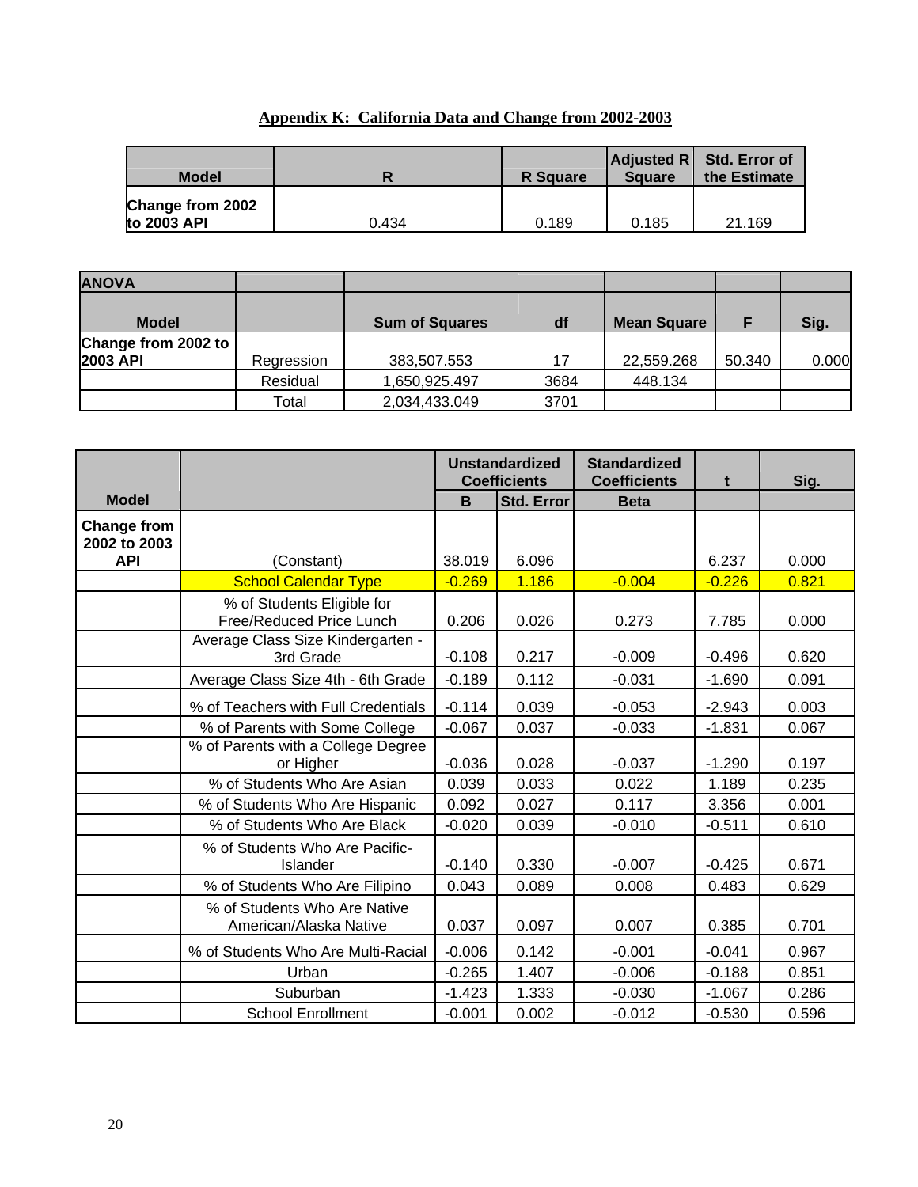## Appendix K: California Data and Change from 2002-2003

| Model | R | R Square | Adjusted R Square | Std. Error of the Estimate |
|---|---|---|---|---|
| Change from 2002 to 2003 API | 0.434 | 0.189 | 0.185 | 21.169 |

| ANOVA | | | | | | |
|---|---|---|---|---|---|---|
| Model | | Sum of Squares | df | Mean Square | F | Sig. |
| Change from 2002 to 2003 API | Regression | 383,507.553 | 17 | 22,559.268 | 50.340 | 0.000 |
| | Residual | 1,650,925.497 | 3684 | 448.134 | | |
| | Total | 2,034,433.049 | 3701 | | | |

| | | Unstandardized Coefficients | | Standardized Coefficients | t | Sig. |
|---|---|---|---|---|---|---|
| Model | | B | Std. Error | Beta | | |
| Change from 2002 to 2003 API | (Constant) | 38.019 | 6.096 | | 6.237 | 0.000 |
| | School Calendar Type | -0.269 | 1.186 | -0.004 | -0.226 | 0.821 |
| | % of Students Eligible for Free/Reduced Price Lunch | 0.206 | 0.026 | 0.273 | 7.785 | 0.000 |
| | Average Class Size Kindergarten - 3rd Grade | -0.108 | 0.217 | -0.009 | -0.496 | 0.620 |
| | Average Class Size 4th - 6th Grade | -0.189 | 0.112 | -0.031 | -1.690 | 0.091 |
| | % of Teachers with Full Credentials | -0.114 | 0.039 | -0.053 | -2.943 | 0.003 |
| | % of Parents with Some College | -0.067 | 0.037 | -0.033 | -1.831 | 0.067 |
| | % of Parents with a College Degree or Higher | -0.036 | 0.028 | -0.037 | -1.290 | 0.197 |
| | % of Students Who Are Asian | 0.039 | 0.033 | 0.022 | 1.189 | 0.235 |
| | % of Students Who Are Hispanic | 0.092 | 0.027 | 0.117 | 3.356 | 0.001 |
| | % of Students Who Are Black | -0.020 | 0.039 | -0.010 | -0.511 | 0.610 |
| | % of Students Who Are Pacific-Islander | -0.140 | 0.330 | -0.007 | -0.425 | 0.671 |
| | % of Students Who Are Filipino | 0.043 | 0.089 | 0.008 | 0.483 | 0.629 |
| | % of Students Who Are Native American/Alaska Native | 0.037 | 0.097 | 0.007 | 0.385 | 0.701 |
| | % of Students Who Are Multi-Racial | -0.006 | 0.142 | -0.001 | -0.041 | 0.967 |
| | Urban | -0.265 | 1.407 | -0.006 | -0.188 | 0.851 |
| | Suburban | -1.423 | 1.333 | -0.030 | -1.067 | 0.286 |
| | School Enrollment | -0.001 | 0.002 | -0.012 | -0.530 | 0.596 |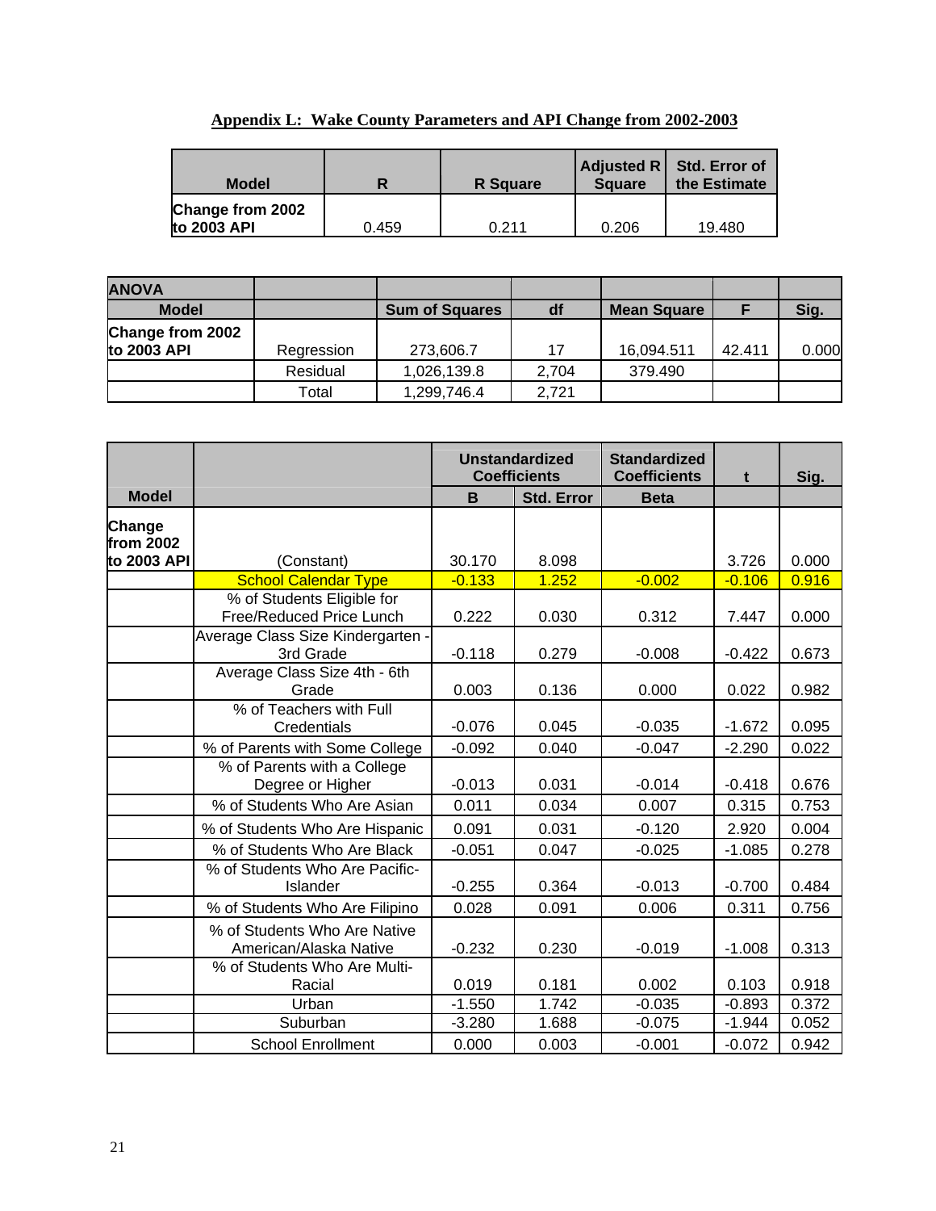**Appendix L: Wake County Parameters and API Change from 2002-2003**

| Model | R | R Square | Adjusted R Square | Std. Error of the Estimate |
|---|---|---|---|---|
| Change from 2002 to 2003 API | 0.459 | 0.211 | 0.206 | 19.480 |

| ANOVA | | | | | | |
|---|---|---|---|---|---|---|
| Model | | Sum of Squares | df | Mean Square | F | Sig. |
| Change from 2002 to 2003 API | Regression | 273,606.7 | 17 | 16,094.511 | 42.411 | 0.000 |
| | Residual | 1,026,139.8 | 2,704 | 379.490 | | |
| | Total | 1,299,746.4 | 2,721 | | | |

| | | Unstandardized Coefficients | | Standardized Coefficients | t | Sig. |
|---|---|---|---|---|---|---|
| Model | | B | Std. Error | Beta | | |
| Change from 2002 to 2003 API | (Constant) | 30.170 | 8.098 | | 3.726 | 0.000 |
| | School Calendar Type | -0.133 | 1.252 | -0.002 | -0.106 | 0.916 |
| | % of Students Eligible for Free/Reduced Price Lunch | 0.222 | 0.030 | 0.312 | 7.447 | 0.000 |
| | Average Class Size Kindergarten - 3rd Grade | -0.118 | 0.279 | -0.008 | -0.422 | 0.673 |
| | Average Class Size 4th - 6th Grade | 0.003 | 0.136 | 0.000 | 0.022 | 0.982 |
| | % of Teachers with Full Credentials | -0.076 | 0.045 | -0.035 | -1.672 | 0.095 |
| | % of Parents with Some College | -0.092 | 0.040 | -0.047 | -2.290 | 0.022 |
| | % of Parents with a College Degree or Higher | -0.013 | 0.031 | -0.014 | -0.418 | 0.676 |
| | % of Students Who Are Asian | 0.011 | 0.034 | 0.007 | 0.315 | 0.753 |
| | % of Students Who Are Hispanic | 0.091 | 0.031 | -0.120 | 2.920 | 0.004 |
| | % of Students Who Are Black | -0.051 | 0.047 | -0.025 | -1.085 | 0.278 |
| | % of Students Who Are Pacific-Islander | -0.255 | 0.364 | -0.013 | -0.700 | 0.484 |
| | % of Students Who Are Filipino | 0.028 | 0.091 | 0.006 | 0.311 | 0.756 |
| | % of Students Who Are Native American/Alaska Native | -0.232 | 0.230 | -0.019 | -1.008 | 0.313 |
| | % of Students Who Are Multi-Racial | 0.019 | 0.181 | 0.002 | 0.103 | 0.918 |
| | Urban | -1.550 | 1.742 | -0.035 | -0.893 | 0.372 |
| | Suburban | -3.280 | 1.688 | -0.075 | -1.944 | 0.052 |
| | School Enrollment | 0.000 | 0.003 | -0.001 | -0.072 | 0.942 |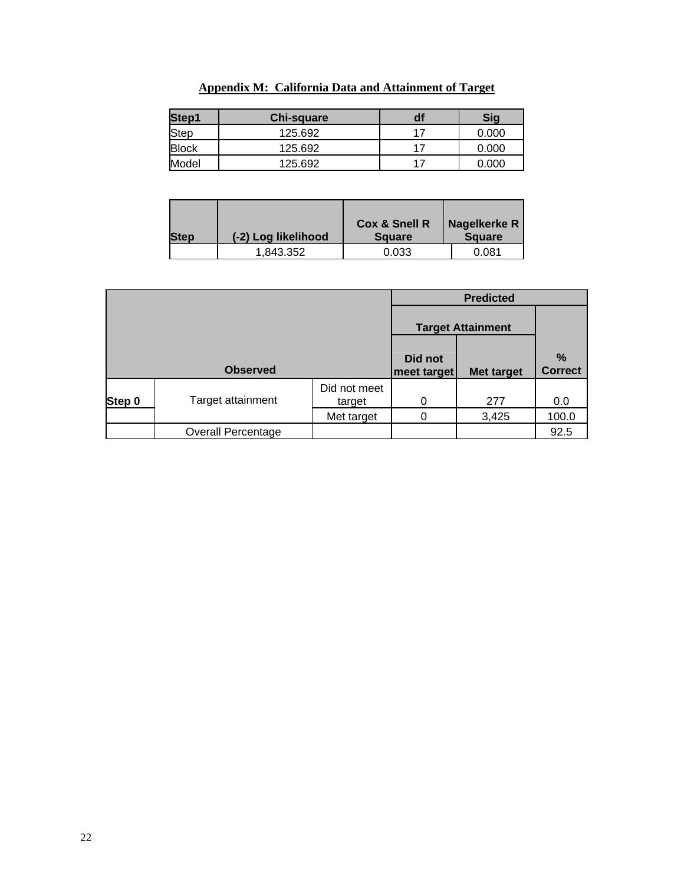**Appendix M: California Data and Attainment of Target**

| Step1 | Chi-square | df | Sig |
|---|---|---|---|
| Step | 125.692 | 17 | 0.000 |
| Block | 125.692 | 17 | 0.000 |
| Model | 125.692 | 17 | 0.000 |

| Step | (-2) Log likelihood | Cox & Snell R Square | Nagelkerke R Square |
|---|---|---|---|
| | 1,843.352 | 0.033 | 0.081 |

| Observed | | | Predicted | | |
|---|---|---|---|---|---|
| | | | Target Attainment | | % Correct |
| | | | Did not meet target | Met target | |
| Step 0 | Target attainment | Did not meet target | 0 | 277 | 0.0 |
| | | Met target | 0 | 3,425 | 100.0 |
| | Overall Percentage | | | | 92.5 |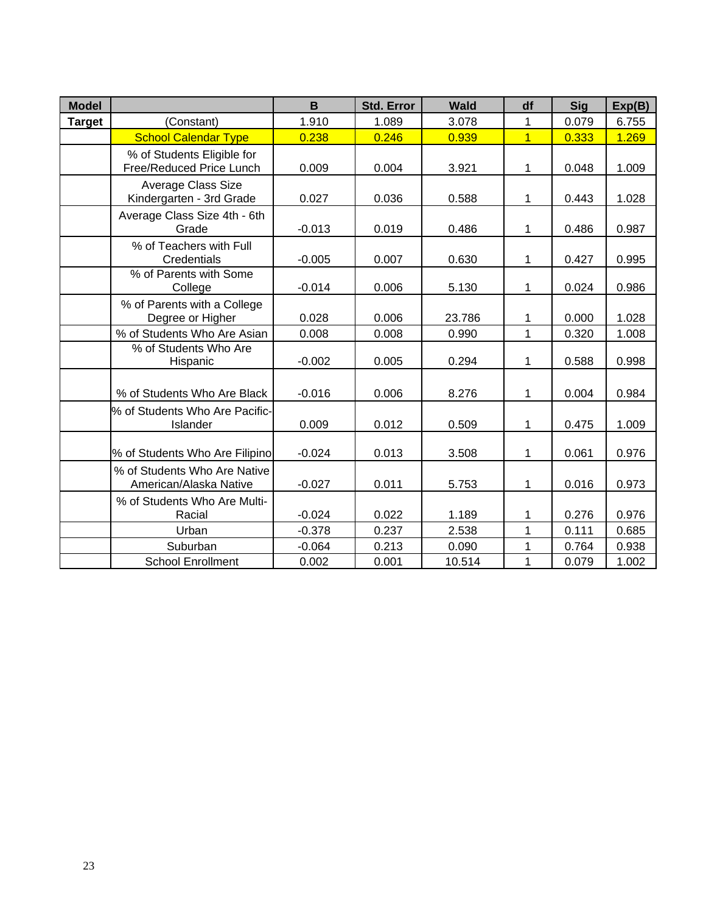| Model | | B | Std. Error | Wald | df | Sig | Exp(B) |
|---|---|---|---|---|---|---|---|
| **Target** | (Constant) | 1.910 | 1.089 | 3.078 | 1 | 0.079 | 6.755 |
| | School Calendar Type | 0.238 | 0.246 | 0.939 | 1 | 0.333 | 1.269 |
| | % of Students Eligible for Free/Reduced Price Lunch | 0.009 | 0.004 | 3.921 | 1 | 0.048 | 1.009 |
| | Average Class Size Kindergarten - 3rd Grade | 0.027 | 0.036 | 0.588 | 1 | 0.443 | 1.028 |
| | Average Class Size 4th - 6th Grade | -0.013 | 0.019 | 0.486 | 1 | 0.486 | 0.987 |
| | % of Teachers with Full Credentials | -0.005 | 0.007 | 0.630 | 1 | 0.427 | 0.995 |
| | % of Parents with Some College | -0.014 | 0.006 | 5.130 | 1 | 0.024 | 0.986 |
| | % of Parents with a College Degree or Higher | 0.028 | 0.006 | 23.786 | 1 | 0.000 | 1.028 |
| | % of Students Who Are Asian | 0.008 | 0.008 | 0.990 | 1 | 0.320 | 1.008 |
| | % of Students Who Are Hispanic | -0.002 | 0.005 | 0.294 | 1 | 0.588 | 0.998 |
| | % of Students Who Are Black | -0.016 | 0.006 | 8.276 | 1 | 0.004 | 0.984 |
| | % of Students Who Are Pacific-Islander | 0.009 | 0.012 | 0.509 | 1 | 0.475 | 1.009 |
| | % of Students Who Are Filipino | -0.024 | 0.013 | 3.508 | 1 | 0.061 | 0.976 |
| | % of Students Who Are Native American/Alaska Native | -0.027 | 0.011 | 5.753 | 1 | 0.016 | 0.973 |
| | % of Students Who Are Multi-Racial | -0.024 | 0.022 | 1.189 | 1 | 0.276 | 0.976 |
| | Urban | -0.378 | 0.237 | 2.538 | 1 | 0.111 | 0.685 |
| | Suburban | -0.064 | 0.213 | 0.090 | 1 | 0.764 | 0.938 |
| | School Enrollment | 0.002 | 0.001 | 10.514 | 1 | 0.079 | 1.002 |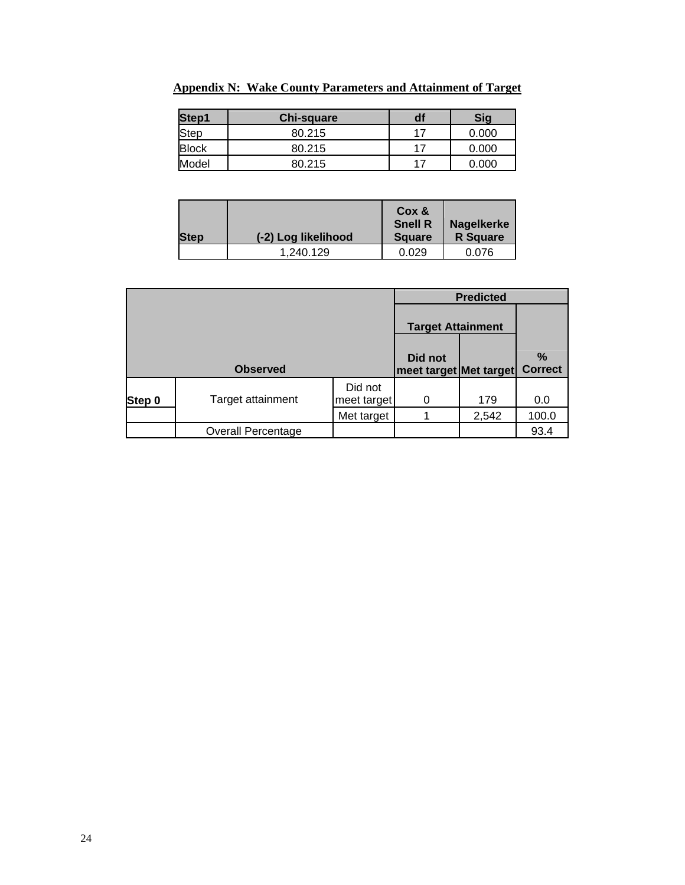## Appendix N: Wake County Parameters and Attainment of Target

| Step1 | Chi-square | df | Sig |
|---|---|---|---|
| Step | 80.215 | 17 | 0.000 |
| Block | 80.215 | 17 | 0.000 |
| Model | 80.215 | 17 | 0.000 |

| Step | (-2) Log likelihood | Cox & Snell R Square | Nagelkerke R Square |
|---|---|---|---|
| | 1,240.129 | 0.029 | 0.076 |

| Observed | | | Predicted | | |
|---|---|---|---|---|---|
| | | | Target Attainment | | |
| | | | Did not meet target | Met target | % Correct |
| Step 0 | Target attainment | Did not meet target | 0 | 179 | 0.0 |
| | | Met target | 1 | 2,542 | 100.0 |
| | Overall Percentage | | | | 93.4 |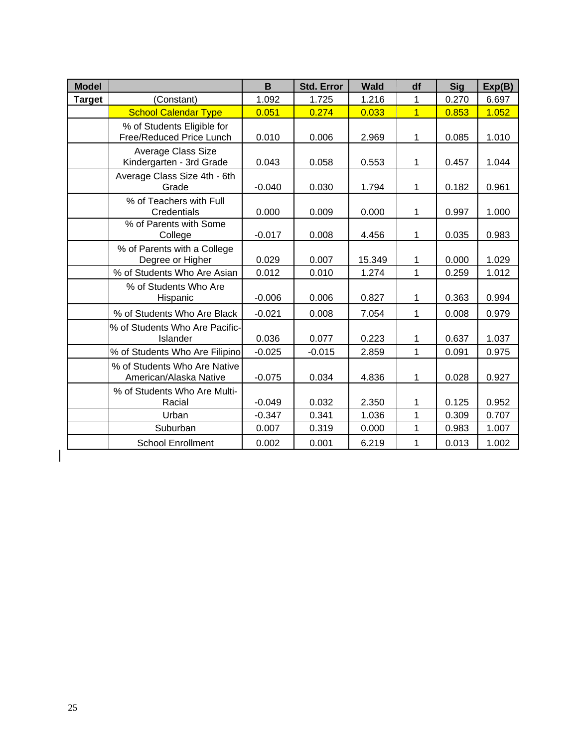| Model | | B | Std. Error | Wald | df | Sig | Exp(B) |
|---|---|---|---|---|---|---|---|
| **Target** | (Constant) | 1.092 | 1.725 | 1.216 | 1 | 0.270 | 6.697 |
| | School Calendar Type | 0.051 | 0.274 | 0.033 | 1 | 0.853 | 1.052 |
| | % of Students Eligible for Free/Reduced Price Lunch | 0.010 | 0.006 | 2.969 | 1 | 0.085 | 1.010 |
| | Average Class Size Kindergarten - 3rd Grade | 0.043 | 0.058 | 0.553 | 1 | 0.457 | 1.044 |
| | Average Class Size 4th - 6th Grade | -0.040 | 0.030 | 1.794 | 1 | 0.182 | 0.961 |
| | % of Teachers with Full Credentials | 0.000 | 0.009 | 0.000 | 1 | 0.997 | 1.000 |
| | % of Parents with Some College | -0.017 | 0.008 | 4.456 | 1 | 0.035 | 0.983 |
| | % of Parents with a College Degree or Higher | 0.029 | 0.007 | 15.349 | 1 | 0.000 | 1.029 |
| | % of Students Who Are Asian | 0.012 | 0.010 | 1.274 | 1 | 0.259 | 1.012 |
| | % of Students Who Are Hispanic | -0.006 | 0.006 | 0.827 | 1 | 0.363 | 0.994 |
| | % of Students Who Are Black | -0.021 | 0.008 | 7.054 | 1 | 0.008 | 0.979 |
| | % of Students Who Are Pacific-Islander | 0.036 | 0.077 | 0.223 | 1 | 0.637 | 1.037 |
| | % of Students Who Are Filipino | -0.025 | -0.015 | 2.859 | 1 | 0.091 | 0.975 |
| | % of Students Who Are Native American/Alaska Native | -0.075 | 0.034 | 4.836 | 1 | 0.028 | 0.927 |
| | % of Students Who Are Multi-Racial | -0.049 | 0.032 | 2.350 | 1 | 0.125 | 0.952 |
| | Urban | -0.347 | 0.341 | 1.036 | 1 | 0.309 | 0.707 |
| | Suburban | 0.007 | 0.319 | 0.000 | 1 | 0.983 | 1.007 |
| | School Enrollment | 0.002 | 0.001 | 6.219 | 1 | 0.013 | 1.002 |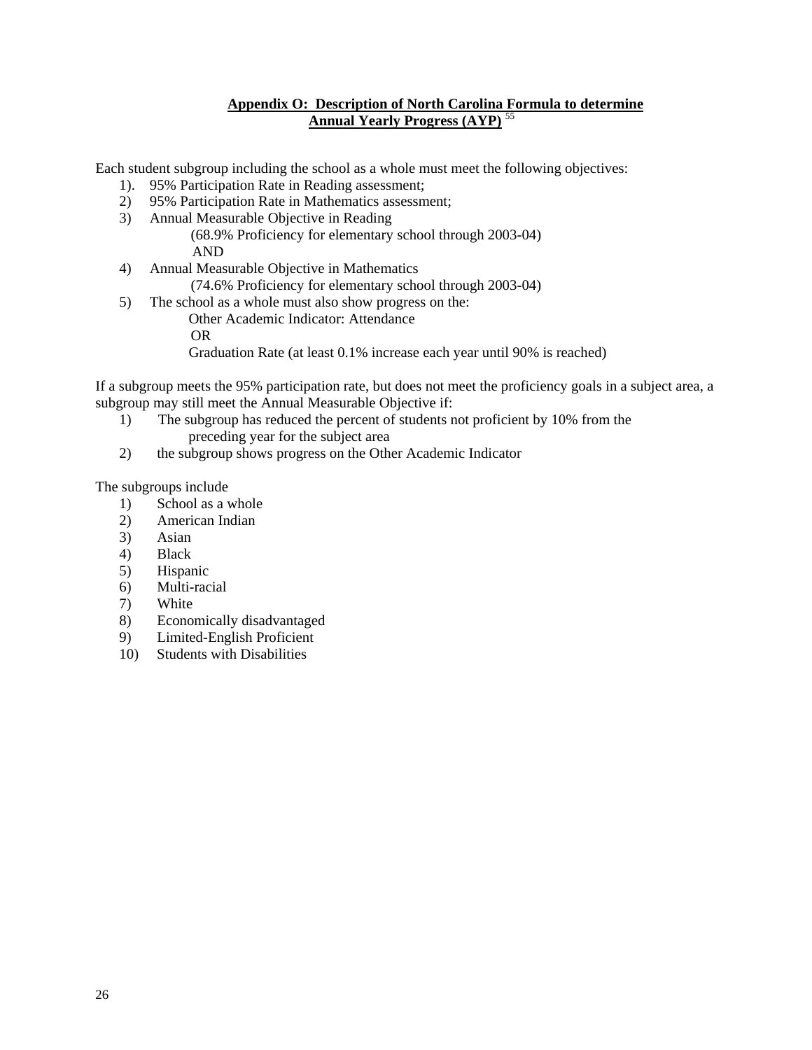## Appendix O: Description of North Carolina Formula to determine Annual Yearly Progress (AYP) [55]

Each student subgroup including the school as a whole must meet the following objectives:

1). 95% Participation Rate in Reading assessment;
2) 95% Participation Rate in Mathematics assessment;
3) Annual Measurable Objective in Reading
   (68.9% Proficiency for elementary school through 2003-04)
   AND
4) Annual Measurable Objective in Mathematics
   (74.6% Proficiency for elementary school through 2003-04)
5) The school as a whole must also show progress on the:
   Other Academic Indicator: Attendance
   OR
   Graduation Rate (at least 0.1% increase each year until 90% is reached)

If a subgroup meets the 95% participation rate, but does not meet the proficiency goals in a subject area, a subgroup may still meet the Annual Measurable Objective if:

1) The subgroup has reduced the percent of students not proficient by 10% from the preceding year for the subject area
2) the subgroup shows progress on the Other Academic Indicator

The subgroups include

1) School as a whole
2) American Indian
3) Asian
4) Black
5) Hispanic
6) Multi-racial
7) White
8) Economically disadvantaged
9) Limited-English Proficient
10) Students with Disabilities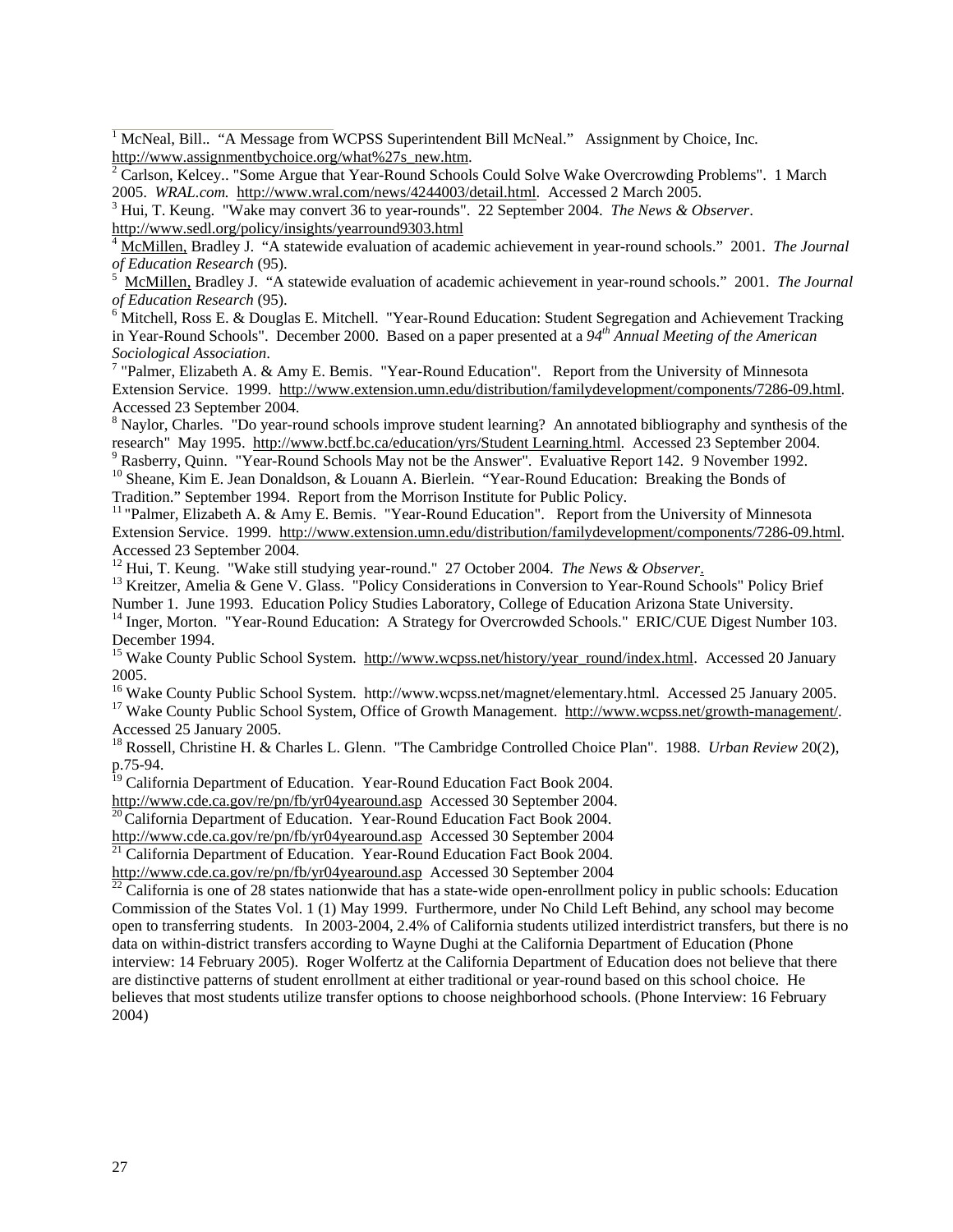[1] McNeal, Bill.. "A Message from WCPSS Superintendent Bill McNeal." Assignment by Choice, Inc. http://www.assignmentbychoice.org/what%27s_new.htm.

[2] Carlson, Kelcey.. "Some Argue that Year-Round Schools Could Solve Wake Overcrowding Problems". 1 March 2005. *WRAL.com.* http://www.wral.com/news/4244003/detail.html. Accessed 2 March 2005.

[3] Hui, T. Keung. "Wake may convert 36 to year-rounds". 22 September 2004. *The News & Observer*. http://www.sedl.org/policy/insights/yearround9303.html

[4] McMillen, Bradley J. "A statewide evaluation of academic achievement in year-round schools." 2001. *The Journal of Education Research* (95).

[5] McMillen, Bradley J. "A statewide evaluation of academic achievement in year-round schools." 2001. *The Journal of Education Research* (95).

[6] Mitchell, Ross E. & Douglas E. Mitchell. "Year-Round Education: Student Segregation and Achievement Tracking in Year-Round Schools". December 2000. Based on a paper presented at a *94th Annual Meeting of the American Sociological Association*.

[7] "Palmer, Elizabeth A. & Amy E. Bemis. "Year-Round Education". Report from the University of Minnesota Extension Service. 1999. http://www.extension.umn.edu/distribution/familydevelopment/components/7286-09.html. Accessed 23 September 2004.

[8] Naylor, Charles. "Do year-round schools improve student learning? An annotated bibliography and synthesis of the research" May 1995. http://www.bctf.bc.ca/education/yrs/Student Learning.html. Accessed 23 September 2004.

[9] Rasberry, Quinn. "Year-Round Schools May not be the Answer". Evaluative Report 142. 9 November 1992.

[10] Sheane, Kim E. Jean Donaldson, & Louann A. Bierlein. "Year-Round Education: Breaking the Bonds of Tradition." September 1994. Report from the Morrison Institute for Public Policy.

[11] "Palmer, Elizabeth A. & Amy E. Bemis. "Year-Round Education". Report from the University of Minnesota Extension Service. 1999. http://www.extension.umn.edu/distribution/familydevelopment/components/7286-09.html. Accessed 23 September 2004.

[12] Hui, T. Keung. "Wake still studying year-round." 27 October 2004. *The News & Observer*.

[13] Kreitzer, Amelia & Gene V. Glass. "Policy Considerations in Conversion to Year-Round Schools" Policy Brief Number 1. June 1993. Education Policy Studies Laboratory, College of Education Arizona State University.

[14] Inger, Morton. "Year-Round Education: A Strategy for Overcrowded Schools." ERIC/CUE Digest Number 103. December 1994.

[15] Wake County Public School System. http://www.wcpss.net/history/year_round/index.html. Accessed 20 January 2005.

[16] Wake County Public School System. http://www.wcpss.net/magnet/elementary.html. Accessed 25 January 2005.

[17] Wake County Public School System, Office of Growth Management. http://www.wcpss.net/growth-management/. Accessed 25 January 2005.

[18] Rossell, Christine H. & Charles L. Glenn. "The Cambridge Controlled Choice Plan". 1988. *Urban Review* 20(2), p.75-94.

[19] California Department of Education. Year-Round Education Fact Book 2004. http://www.cde.ca.gov/re/pn/fb/yr04yearound.asp Accessed 30 September 2004.

[20] California Department of Education. Year-Round Education Fact Book 2004. http://www.cde.ca.gov/re/pn/fb/yr04yearound.asp Accessed 30 September 2004

[21] California Department of Education. Year-Round Education Fact Book 2004. http://www.cde.ca.gov/re/pn/fb/yr04yearound.asp Accessed 30 September 2004

[22] California is one of 28 states nationwide that has a state-wide open-enrollment policy in public schools: Education Commission of the States Vol. 1 (1) May 1999. Furthermore, under No Child Left Behind, any school may become open to transferring students. In 2003-2004, 2.4% of California students utilized interdistrict transfers, but there is no data on within-district transfers according to Wayne Dughi at the California Department of Education (Phone interview: 14 February 2005). Roger Wolfertz at the California Department of Education does not believe that there are distinctive patterns of student enrollment at either traditional or year-round based on this school choice. He believes that most students utilize transfer options to choose neighborhood schools. (Phone Interview: 16 February 2004)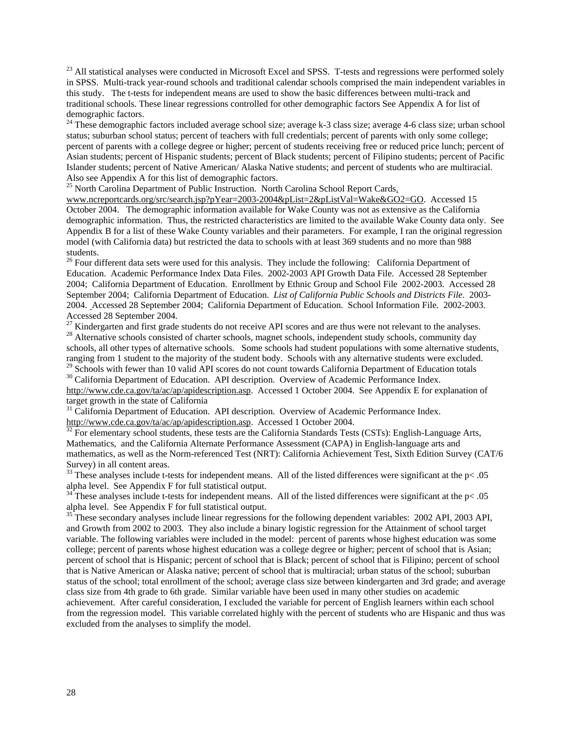[23] All statistical analyses were conducted in Microsoft Excel and SPSS. T-tests and regressions were performed solely in SPSS. Multi-track year-round schools and traditional calendar schools comprised the main independent variables in this study. The t-tests for independent means are used to show the basic differences between multi-track and traditional schools. These linear regressions controlled for other demographic factors See Appendix A for list of demographic factors.

[24] These demographic factors included average school size; average k-3 class size; average 4-6 class size; urban school status; suburban school status; percent of teachers with full credentials; percent of parents with only some college; percent of parents with a college degree or higher; percent of students receiving free or reduced price lunch; percent of Asian students; percent of Hispanic students; percent of Black students; percent of Filipino students; percent of Pacific Islander students; percent of Native American/ Alaska Native students; and percent of students who are multiracial. Also see Appendix A for this list of demographic factors.

[25] North Carolina Department of Public Instruction. North Carolina School Report Cards. www.ncreportcards.org/src/search.jsp?pYear=2003-2004&pList=2&pListVal=Wake&GO2=GO. Accessed 15 October 2004. The demographic information available for Wake County was not as extensive as the California demographic information. Thus, the restricted characteristics are limited to the available Wake County data only. See Appendix B for a list of these Wake County variables and their parameters. For example, I ran the original regression model (with California data) but restricted the data to schools with at least 369 students and no more than 988 students.

[26] Four different data sets were used for this analysis. They include the following: California Department of Education. Academic Performance Index Data Files. 2002-2003 API Growth Data File. Accessed 28 September 2004; California Department of Education. Enrollment by Ethnic Group and School File 2002-2003. Accessed 28 September 2004; California Department of Education. *List of California Public Schools and Districts File*. 2003-2004. Accessed 28 September 2004; California Department of Education. School Information File. 2002-2003. Accessed 28 September 2004.

[27] Kindergarten and first grade students do not receive API scores and are thus were not relevant to the analyses.

[28] Alternative schools consisted of charter schools, magnet schools, independent study schools, community day schools, all other types of alternative schools. Some schools had student populations with some alternative students, ranging from 1 student to the majority of the student body. Schools with any alternative students were excluded.

[29] Schools with fewer than 10 valid API scores do not count towards California Department of Education totals

[30] California Department of Education. API description. Overview of Academic Performance Index. http://www.cde.ca.gov/ta/ac/ap/apidescription.asp. Accessed 1 October 2004. See Appendix E for explanation of target growth in the state of California

[31] California Department of Education. API description. Overview of Academic Performance Index. http://www.cde.ca.gov/ta/ac/ap/apidescription.asp. Accessed 1 October 2004.

[32] For elementary school students, these tests are the California Standards Tests (CSTs): English-Language Arts, Mathematics, and the California Alternate Performance Assessment (CAPA) in English-language arts and mathematics, as well as the Norm-referenced Test (NRT): California Achievement Test, Sixth Edition Survey (CAT/6 Survey) in all content areas.

[33] These analyses include t-tests for independent means. All of the listed differences were significant at the $p < .05$ alpha level. See Appendix F for full statistical output.

[34] These analyses include t-tests for independent means. All of the listed differences were significant at the $p < .05$ alpha level. See Appendix F for full statistical output.

[35] These secondary analyses include linear regressions for the following dependent variables: 2002 API, 2003 API, and Growth from 2002 to 2003. They also include a binary logistic regression for the Attainment of school target variable. The following variables were included in the model: percent of parents whose highest education was some college; percent of parents whose highest education was a college degree or higher; percent of school that is Asian; percent of school that is Hispanic; percent of school that is Black; percent of school that is Filipino; percent of school that is Native American or Alaska native; percent of school that is multiracial; urban status of the school; suburban status of the school; total enrollment of the school; average class size between kindergarten and 3rd grade; and average class size from 4th grade to 6th grade. Similar variable have been used in many other studies on academic achievement. After careful consideration, I excluded the variable for percent of English learners within each school from the regression model. This variable correlated highly with the percent of students who are Hispanic and thus was excluded from the analyses to simplify the model.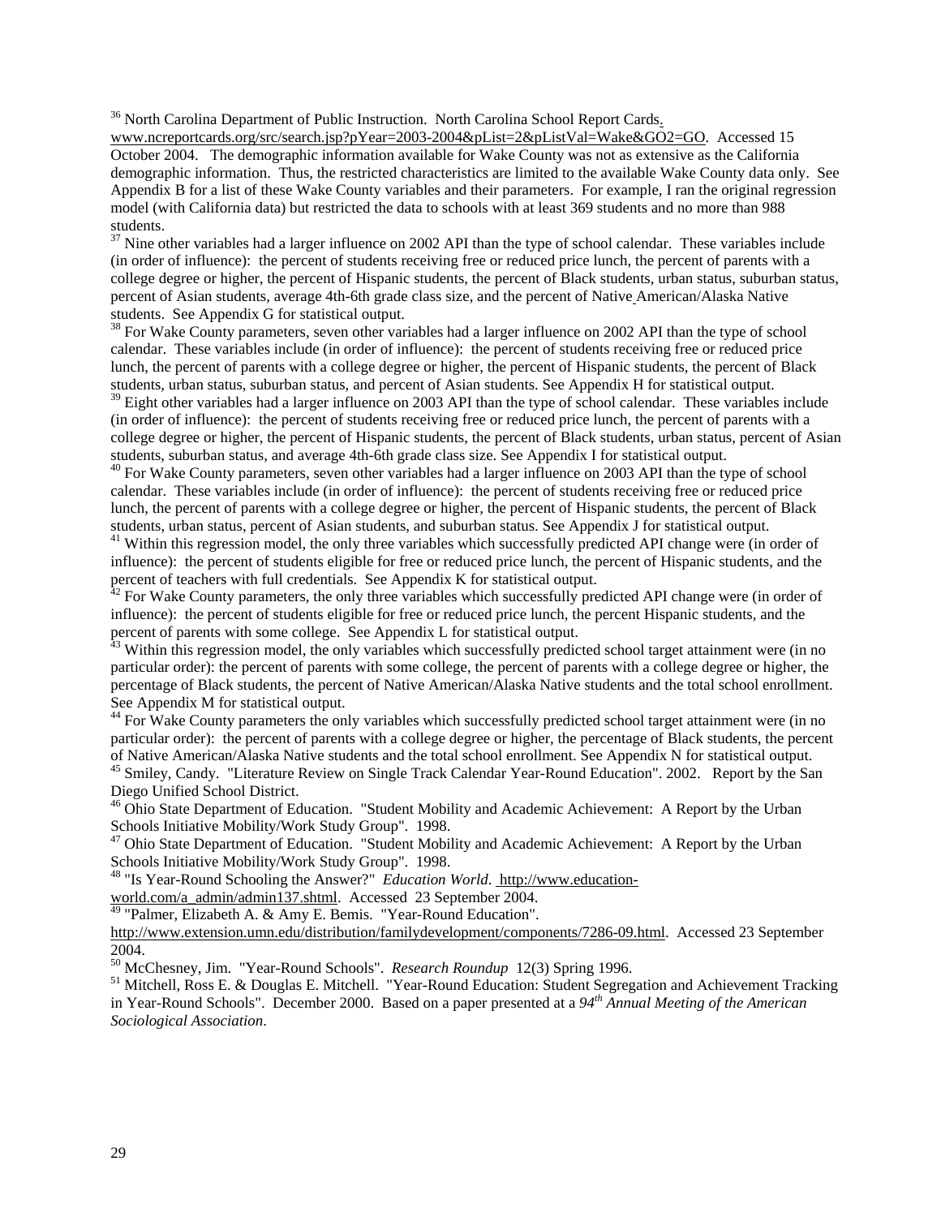[36] North Carolina Department of Public Instruction. North Carolina School Report Cards. www.ncreportcards.org/src/search.jsp?pYear=2003-2004&pList=2&pListVal=Wake&GO2=GO. Accessed 15 October 2004. The demographic information available for Wake County was not as extensive as the California demographic information. Thus, the restricted characteristics are limited to the available Wake County data only. See Appendix B for a list of these Wake County variables and their parameters. For example, I ran the original regression model (with California data) but restricted the data to schools with at least 369 students and no more than 988 students.

[37] Nine other variables had a larger influence on 2002 API than the type of school calendar. These variables include (in order of influence): the percent of students receiving free or reduced price lunch, the percent of parents with a college degree or higher, the percent of Hispanic students, the percent of Black students, urban status, suburban status, percent of Asian students, average 4th-6th grade class size, and the percent of Native American/Alaska Native students. See Appendix G for statistical output.

[38] For Wake County parameters, seven other variables had a larger influence on 2002 API than the type of school calendar. These variables include (in order of influence): the percent of students receiving free or reduced price lunch, the percent of parents with a college degree or higher, the percent of Hispanic students, the percent of Black students, urban status, suburban status, and percent of Asian students. See Appendix H for statistical output.

[39] Eight other variables had a larger influence on 2003 API than the type of school calendar. These variables include (in order of influence): the percent of students receiving free or reduced price lunch, the percent of parents with a college degree or higher, the percent of Hispanic students, the percent of Black students, urban status, percent of Asian students, suburban status, and average 4th-6th grade class size. See Appendix I for statistical output.

[40] For Wake County parameters, seven other variables had a larger influence on 2003 API than the type of school calendar. These variables include (in order of influence): the percent of students receiving free or reduced price lunch, the percent of parents with a college degree or higher, the percent of Hispanic students, the percent of Black students, urban status, percent of Asian students, and suburban status. See Appendix J for statistical output.

[41] Within this regression model, the only three variables which successfully predicted API change were (in order of influence): the percent of students eligible for free or reduced price lunch, the percent of Hispanic students, and the percent of teachers with full credentials. See Appendix K for statistical output.

[42] For Wake County parameters, the only three variables which successfully predicted API change were (in order of influence): the percent of students eligible for free or reduced price lunch, the percent Hispanic students, and the percent of parents with some college. See Appendix L for statistical output.

[43] Within this regression model, the only variables which successfully predicted school target attainment were (in no particular order): the percent of parents with some college, the percent of parents with a college degree or higher, the percentage of Black students, the percent of Native American/Alaska Native students and the total school enrollment. See Appendix M for statistical output.

[44] For Wake County parameters the only variables which successfully predicted school target attainment were (in no particular order): the percent of parents with a college degree or higher, the percentage of Black students, the percent of Native American/Alaska Native students and the total school enrollment. See Appendix N for statistical output.

[45] Smiley, Candy. "Literature Review on Single Track Calendar Year-Round Education". 2002. Report by the San Diego Unified School District.

[46] Ohio State Department of Education. "Student Mobility and Academic Achievement: A Report by the Urban Schools Initiative Mobility/Work Study Group". 1998.

[47] Ohio State Department of Education. "Student Mobility and Academic Achievement: A Report by the Urban Schools Initiative Mobility/Work Study Group". 1998.

[48] "Is Year-Round Schooling the Answer?" *Education World*. http://www.education-world.com/a_admin/admin137.shtml. Accessed 23 September 2004.

[49] "Palmer, Elizabeth A. & Amy E. Bemis. "Year-Round Education". http://www.extension.umn.edu/distribution/familydevelopment/components/7286-09.html. Accessed 23 September 2004.

[50] McChesney, Jim. "Year-Round Schools". *Research Roundup* 12(3) Spring 1996.

[51] Mitchell, Ross E. & Douglas E. Mitchell. "Year-Round Education: Student Segregation and Achievement Tracking in Year-Round Schools". December 2000. Based on a paper presented at a *94th Annual Meeting of the American Sociological Association*.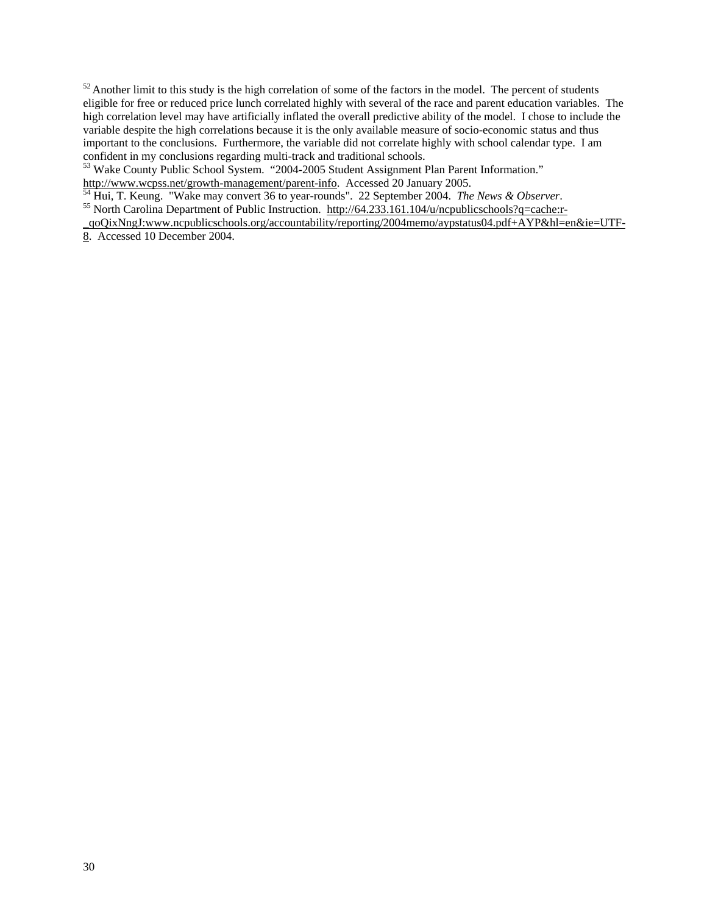[52] Another limit to this study is the high correlation of some of the factors in the model. The percent of students eligible for free or reduced price lunch correlated highly with several of the race and parent education variables. The high correlation level may have artificially inflated the overall predictive ability of the model. I chose to include the variable despite the high correlations because it is the only available measure of socio-economic status and thus important to the conclusions. Furthermore, the variable did not correlate highly with school calendar type. I am confident in my conclusions regarding multi-track and traditional schools.

[53] Wake County Public School System. "2004-2005 Student Assignment Plan Parent Information." http://www.wcpss.net/growth-management/parent-info. Accessed 20 January 2005.

[54] Hui, T. Keung. "Wake may convert 36 to year-rounds". 22 September 2004. *The News & Observer*.

[55] North Carolina Department of Public Instruction. http://64.233.161.104/u/ncpublicschools?q=cache:r-_qoQixNngJ:www.ncpublicschools.org/accountability/reporting/2004memo/aypstatus04.pdf+AYP&hl=en&ie=UTF-8. Accessed 10 December 2004.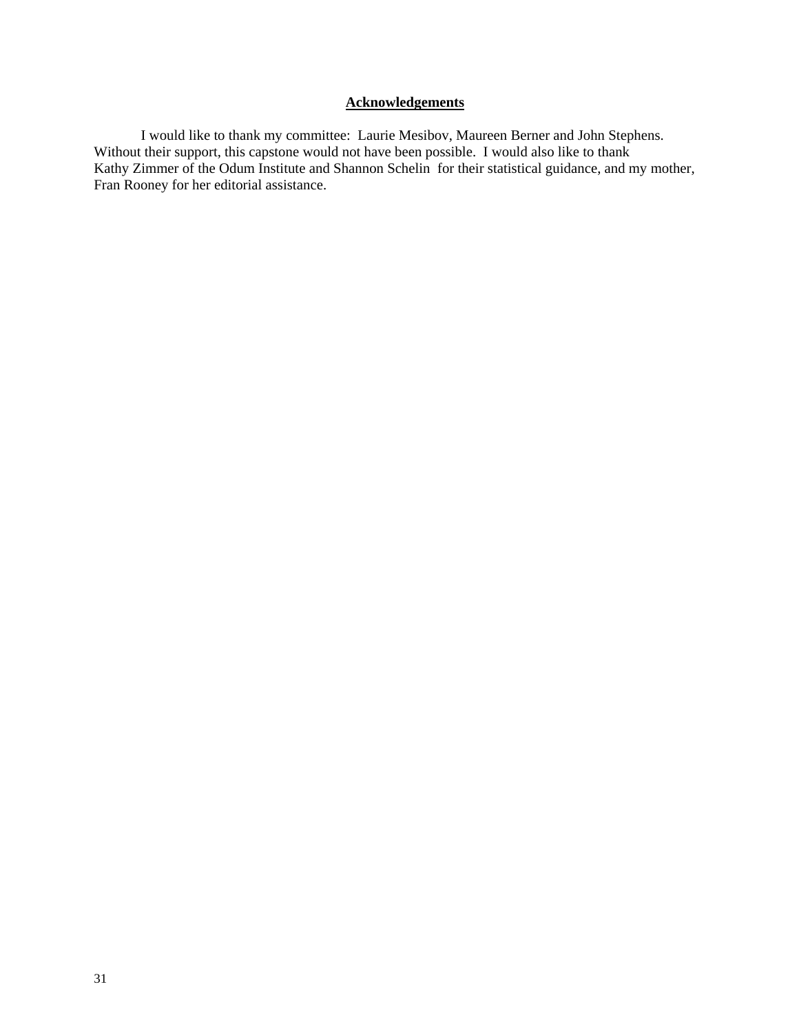## Acknowledgements

I would like to thank my committee: Laurie Mesibov, Maureen Berner and John Stephens. Without their support, this capstone would not have been possible. I would also like to thank Kathy Zimmer of the Odum Institute and Shannon Schelin for their statistical guidance, and my mother, Fran Rooney for her editorial assistance.